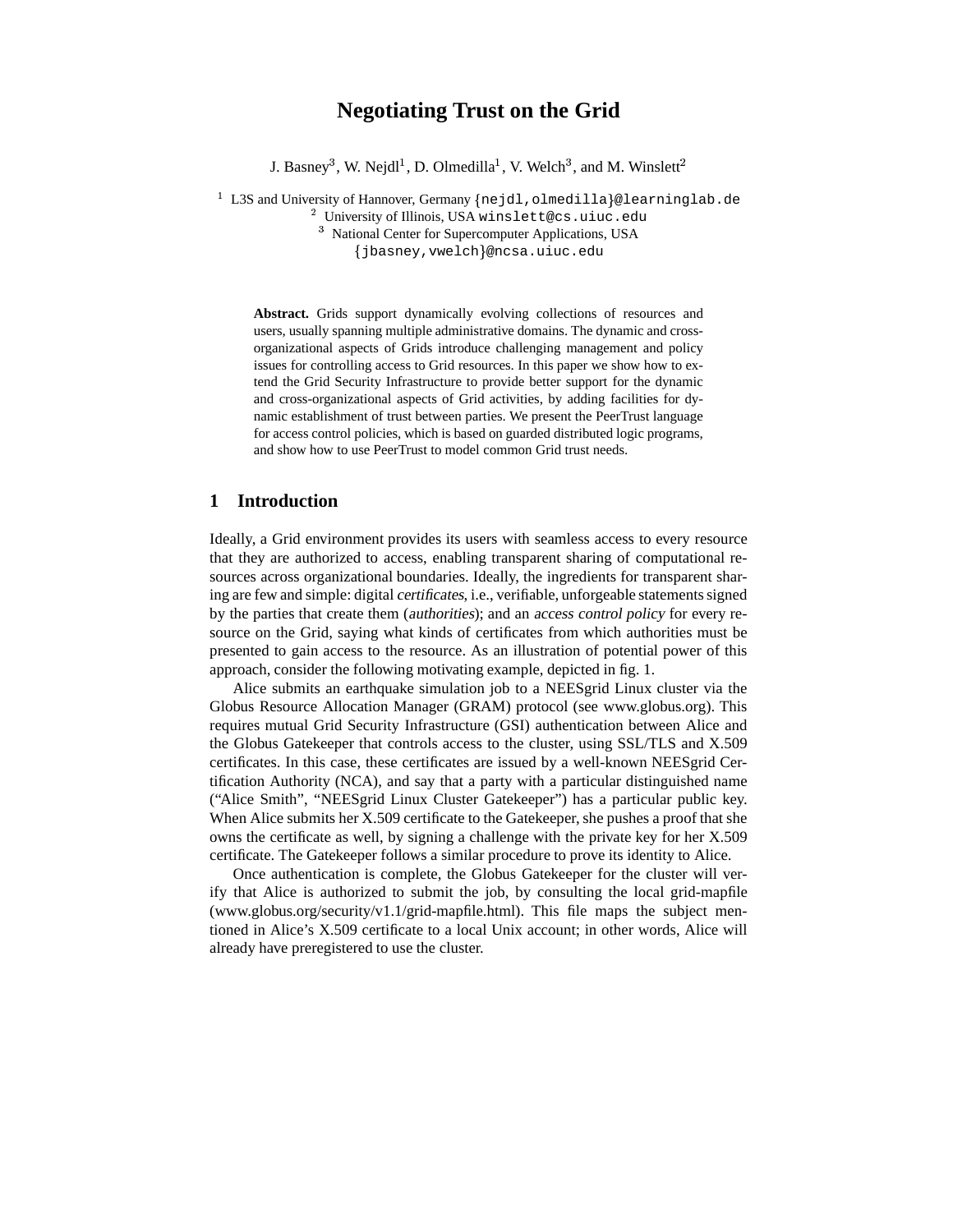# Negotiating Trust on the Grid

J. Basney[3], W. Nejdl[1], D. Olmedilla[1], V. Welch[3], and M. Winslett[2]

[1] L3S and University of Hannover, Germany {nejdl,olmedilla}@learninglab.de
[2] University of Illinois, USA winslett@cs.uiuc.edu
[3] National Center for Supercomputer Applications, USA
{jbasney,vwelch}@ncsa.uiuc.edu

**Abstract.** Grids support dynamically evolving collections of resources and users, usually spanning multiple administrative domains. The dynamic and cross-organizational aspects of Grids introduce challenging management and policy issues for controlling access to Grid resources. In this paper we show how to extend the Grid Security Infrastructure to provide better support for the dynamic and cross-organizational aspects of Grid activities, by adding facilities for dynamic establishment of trust between parties. We present the PeerTrust language for access control policies, which is based on guarded distributed logic programs, and show how to use PeerTrust to model common Grid trust needs.

## 1 Introduction

Ideally, a Grid environment provides its users with seamless access to every resource that they are authorized to access, enabling transparent sharing of computational resources across organizational boundaries. Ideally, the ingredients for transparent sharing are few and simple: digital *certificates*, i.e., verifiable, unforgeable statements signed by the parties that create them (*authorities*); and an *access control policy* for every resource on the Grid, saying what kinds of certificates from which authorities must be presented to gain access to the resource. As an illustration of potential power of this approach, consider the following motivating example, depicted in fig. 1.

Alice submits an earthquake simulation job to a NEESgrid Linux cluster via the Globus Resource Allocation Manager (GRAM) protocol (see www.globus.org). This requires mutual Grid Security Infrastructure (GSI) authentication between Alice and the Globus Gatekeeper that controls access to the cluster, using SSL/TLS and X.509 certificates. In this case, these certificates are issued by a well-known NEESgrid Certification Authority (NCA), and say that a party with a particular distinguished name ("Alice Smith", "NEESgrid Linux Cluster Gatekeeper") has a particular public key. When Alice submits her X.509 certificate to the Gatekeeper, she pushes a proof that she owns the certificate as well, by signing a challenge with the private key for her X.509 certificate. The Gatekeeper follows a similar procedure to prove its identity to Alice.

Once authentication is complete, the Globus Gatekeeper for the cluster will verify that Alice is authorized to submit the job, by consulting the local grid-mapfile (www.globus.org/security/v1.1/grid-mapfile.html). This file maps the subject mentioned in Alice's X.509 certificate to a local Unix account; in other words, Alice will already have preregistered to use the cluster.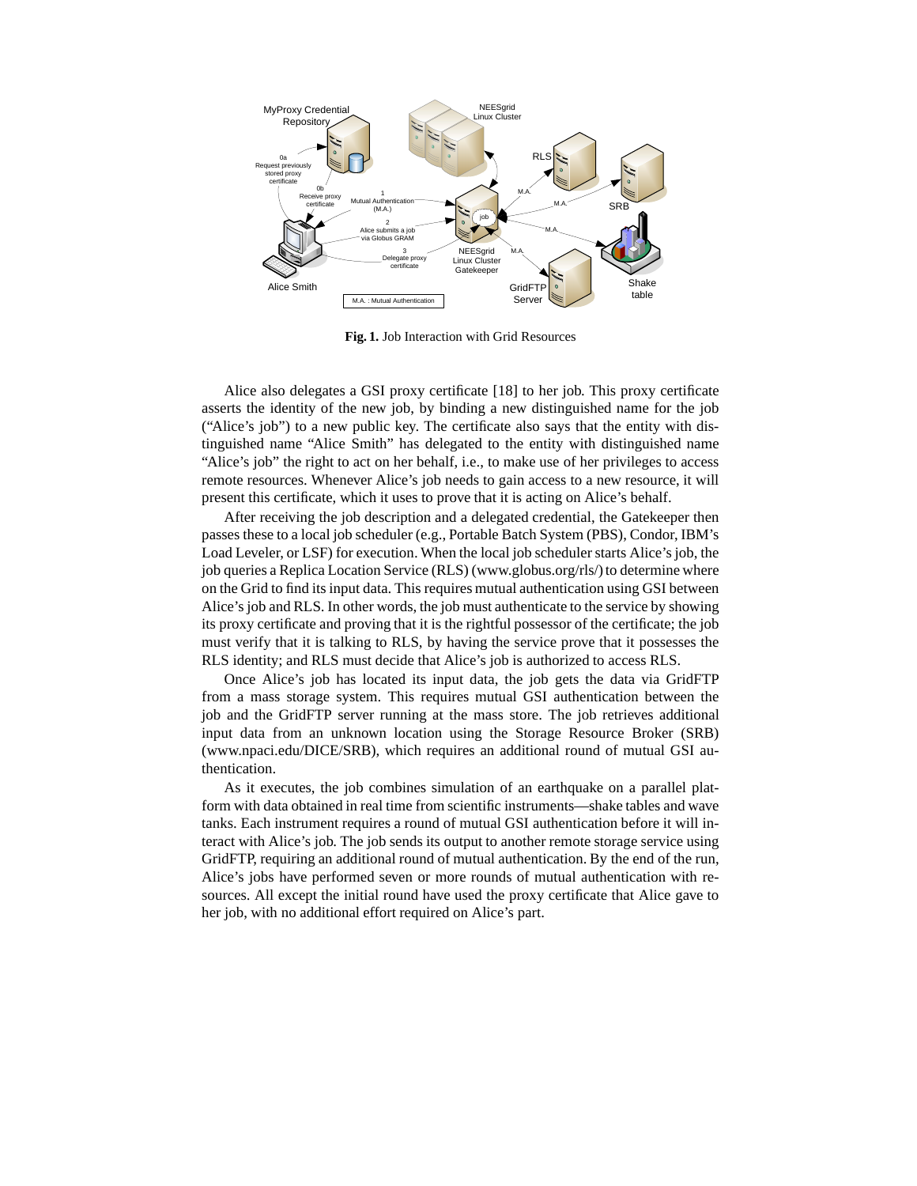**Fig. 1.** Job Interaction with Grid Resources

Alice also delegates a GSI proxy certificate [18] to her job. This proxy certificate asserts the identity of the new job, by binding a new distinguished name for the job ("Alice's job") to a new public key. The certificate also says that the entity with distinguished name "Alice Smith" has delegated to the entity with distinguished name "Alice's job" the right to act on her behalf, i.e., to make use of her privileges to access remote resources. Whenever Alice's job needs to gain access to a new resource, it will present this certificate, which it uses to prove that it is acting on Alice's behalf.

After receiving the job description and a delegated credential, the Gatekeeper then passes these to a local job scheduler (e.g., Portable Batch System (PBS), Condor, IBM's Load Leveler, or LSF) for execution. When the local job scheduler starts Alice's job, the job queries a Replica Location Service (RLS) (www.globus.org/rls/) to determine where on the Grid to find its input data. This requires mutual authentication using GSI between Alice's job and RLS. In other words, the job must authenticate to the service by showing its proxy certificate and proving that it is the rightful possessor of the certificate; the job must verify that it is talking to RLS, by having the service prove that it possesses the RLS identity; and RLS must decide that Alice's job is authorized to access RLS.

Once Alice's job has located its input data, the job gets the data via GridFTP from a mass storage system. This requires mutual GSI authentication between the job and the GridFTP server running at the mass store. The job retrieves additional input data from an unknown location using the Storage Resource Broker (SRB) (www.npaci.edu/DICE/SRB), which requires an additional round of mutual GSI authentication.

As it executes, the job combines simulation of an earthquake on a parallel platform with data obtained in real time from scientific instruments—shake tables and wave tanks. Each instrument requires a round of mutual GSI authentication before it will interact with Alice's job. The job sends its output to another remote storage service using GridFTP, requiring an additional round of mutual authentication. By the end of the run, Alice's jobs have performed seven or more rounds of mutual authentication with resources. All except the initial round have used the proxy certificate that Alice gave to her job, with no additional effort required on Alice's part.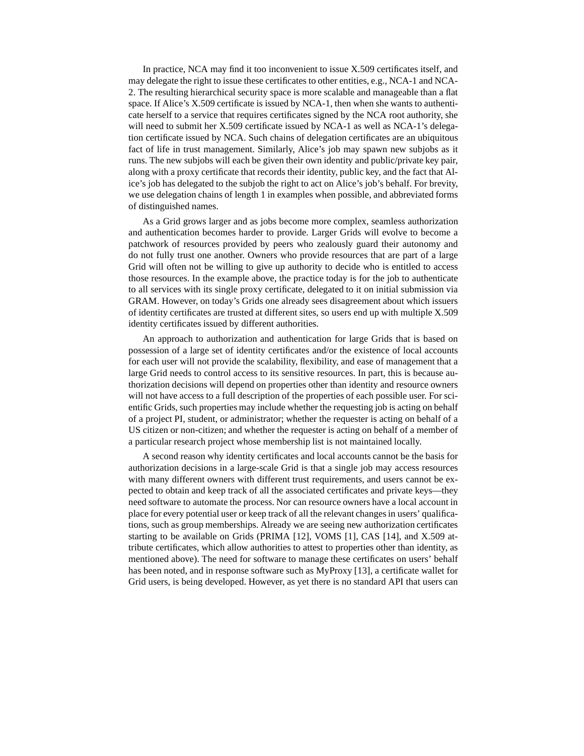In practice, NCA may find it too inconvenient to issue X.509 certificates itself, and may delegate the right to issue these certificates to other entities, e.g., NCA-1 and NCA-2. The resulting hierarchical security space is more scalable and manageable than a flat space. If Alice's X.509 certificate is issued by NCA-1, then when she wants to authenticate herself to a service that requires certificates signed by the NCA root authority, she will need to submit her X.509 certificate issued by NCA-1 as well as NCA-1's delegation certificate issued by NCA. Such chains of delegation certificates are an ubiquitous fact of life in trust management. Similarly, Alice's job may spawn new subjobs as it runs. The new subjobs will each be given their own identity and public/private key pair, along with a proxy certificate that records their identity, public key, and the fact that Alice's job has delegated to the subjob the right to act on Alice's job's behalf. For brevity, we use delegation chains of length 1 in examples when possible, and abbreviated forms of distinguished names.

As a Grid grows larger and as jobs become more complex, seamless authorization and authentication becomes harder to provide. Larger Grids will evolve to become a patchwork of resources provided by peers who zealously guard their autonomy and do not fully trust one another. Owners who provide resources that are part of a large Grid will often not be willing to give up authority to decide who is entitled to access those resources. In the example above, the practice today is for the job to authenticate to all services with its single proxy certificate, delegated to it on initial submission via GRAM. However, on today's Grids one already sees disagreement about which issuers of identity certificates are trusted at different sites, so users end up with multiple X.509 identity certificates issued by different authorities.

An approach to authorization and authentication for large Grids that is based on possession of a large set of identity certificates and/or the existence of local accounts for each user will not provide the scalability, flexibility, and ease of management that a large Grid needs to control access to its sensitive resources. In part, this is because authorization decisions will depend on properties other than identity and resource owners will not have access to a full description of the properties of each possible user. For scientific Grids, such properties may include whether the requesting job is acting on behalf of a project PI, student, or administrator; whether the requester is acting on behalf of a US citizen or non-citizen; and whether the requester is acting on behalf of a member of a particular research project whose membership list is not maintained locally.

A second reason why identity certificates and local accounts cannot be the basis for authorization decisions in a large-scale Grid is that a single job may access resources with many different owners with different trust requirements, and users cannot be expected to obtain and keep track of all the associated certificates and private keys—they need software to automate the process. Nor can resource owners have a local account in place for every potential user or keep track of all the relevant changes in users' qualifications, such as group memberships. Already we are seeing new authorization certificates starting to be available on Grids (PRIMA [12], VOMS [1], CAS [14], and X.509 attribute certificates, which allow authorities to attest to properties other than identity, as mentioned above). The need for software to manage these certificates on users' behalf has been noted, and in response software such as MyProxy [13], a certificate wallet for Grid users, is being developed. However, as yet there is no standard API that users can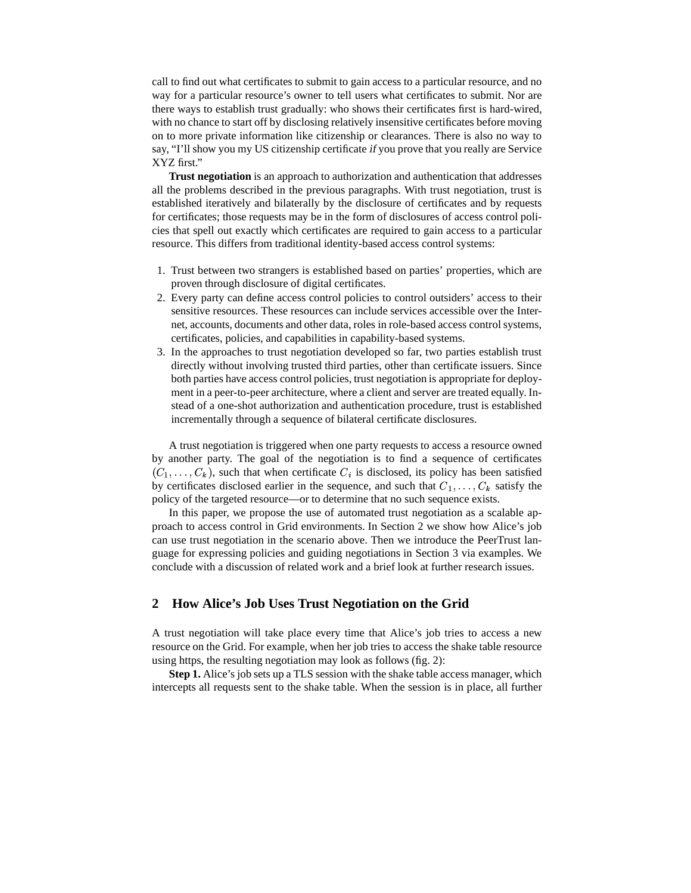call to find out what certificates to submit to gain access to a particular resource, and no way for a particular resource's owner to tell users what certificates to submit. Nor are there ways to establish trust gradually: who shows their certificates first is hard-wired, with no chance to start off by disclosing relatively insensitive certificates before moving on to more private information like citizenship or clearances. There is also no way to say, "I'll show you my US citizenship certificate *if* you prove that you really are Service XYZ first."

**Trust negotiation** is an approach to authorization and authentication that addresses all the problems described in the previous paragraphs. With trust negotiation, trust is established iteratively and bilaterally by the disclosure of certificates and by requests for certificates; those requests may be in the form of disclosures of access control policies that spell out exactly which certificates are required to gain access to a particular resource. This differs from traditional identity-based access control systems:

1. Trust between two strangers is established based on parties' properties, which are proven through disclosure of digital certificates.
2. Every party can define access control policies to control outsiders' access to their sensitive resources. These resources can include services accessible over the Internet, accounts, documents and other data, roles in role-based access control systems, certificates, policies, and capabilities in capability-based systems.
3. In the approaches to trust negotiation developed so far, two parties establish trust directly without involving trusted third parties, other than certificate issuers. Since both parties have access control policies, trust negotiation is appropriate for deployment in a peer-to-peer architecture, where a client and server are treated equally. Instead of a one-shot authorization and authentication procedure, trust is established incrementally through a sequence of bilateral certificate disclosures.

A trust negotiation is triggered when one party requests to access a resource owned by another party. The goal of the negotiation is to find a sequence of certificates $(C_1, \ldots, C_k)$, such that when certificate $C_i$ is disclosed, its policy has been satisfied by certificates disclosed earlier in the sequence, and such that $C_1, \ldots, C_k$ satisfy the policy of the targeted resource—or to determine that no such sequence exists.

In this paper, we propose the use of automated trust negotiation as a scalable approach to access control in Grid environments. In Section 2 we show how Alice's job can use trust negotiation in the scenario above. Then we introduce the PeerTrust language for expressing policies and guiding negotiations in Section 3 via examples. We conclude with a discussion of related work and a brief look at further research issues.

## 2 How Alice's Job Uses Trust Negotiation on the Grid

A trust negotiation will take place every time that Alice's job tries to access a new resource on the Grid. For example, when her job tries to access the shake table resource using https, the resulting negotiation may look as follows (fig. 2):

**Step 1.** Alice's job sets up a TLS session with the shake table access manager, which intercepts all requests sent to the shake table. When the session is in place, all further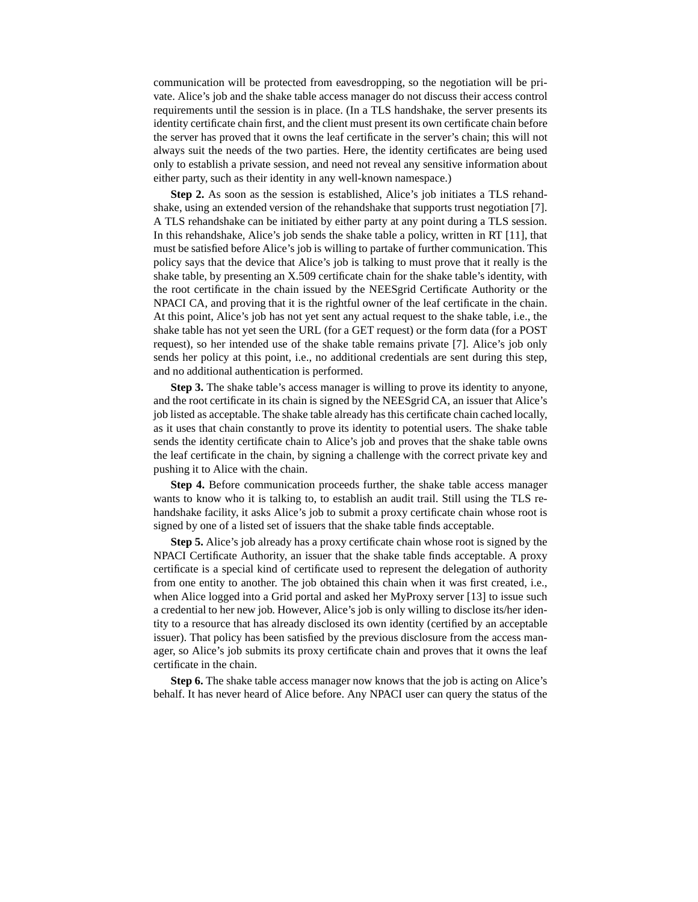communication will be protected from eavesdropping, so the negotiation will be private. Alice's job and the shake table access manager do not discuss their access control requirements until the session is in place. (In a TLS handshake, the server presents its identity certificate chain first, and the client must present its own certificate chain before the server has proved that it owns the leaf certificate in the server's chain; this will not always suit the needs of the two parties. Here, the identity certificates are being used only to establish a private session, and need not reveal any sensitive information about either party, such as their identity in any well-known namespace.)

**Step 2.** As soon as the session is established, Alice's job initiates a TLS rehandshake, using an extended version of the rehandshake that supports trust negotiation [7]. A TLS rehandshake can be initiated by either party at any point during a TLS session. In this rehandshake, Alice's job sends the shake table a policy, written in RT [11], that must be satisfied before Alice's job is willing to partake of further communication. This policy says that the device that Alice's job is talking to must prove that it really is the shake table, by presenting an X.509 certificate chain for the shake table's identity, with the root certificate in the chain issued by the NEESgrid Certificate Authority or the NPACI CA, and proving that it is the rightful owner of the leaf certificate in the chain. At this point, Alice's job has not yet sent any actual request to the shake table, i.e., the shake table has not yet seen the URL (for a GET request) or the form data (for a POST request), so her intended use of the shake table remains private [7]. Alice's job only sends her policy at this point, i.e., no additional credentials are sent during this step, and no additional authentication is performed.

**Step 3.** The shake table's access manager is willing to prove its identity to anyone, and the root certificate in its chain is signed by the NEESgrid CA, an issuer that Alice's job listed as acceptable. The shake table already has this certificate chain cached locally, as it uses that chain constantly to prove its identity to potential users. The shake table sends the identity certificate chain to Alice's job and proves that the shake table owns the leaf certificate in the chain, by signing a challenge with the correct private key and pushing it to Alice with the chain.

**Step 4.** Before communication proceeds further, the shake table access manager wants to know who it is talking to, to establish an audit trail. Still using the TLS rehandshake facility, it asks Alice's job to submit a proxy certificate chain whose root is signed by one of a listed set of issuers that the shake table finds acceptable.

**Step 5.** Alice's job already has a proxy certificate chain whose root is signed by the NPACI Certificate Authority, an issuer that the shake table finds acceptable. A proxy certificate is a special kind of certificate used to represent the delegation of authority from one entity to another. The job obtained this chain when it was first created, i.e., when Alice logged into a Grid portal and asked her MyProxy server [13] to issue such a credential to her new job. However, Alice's job is only willing to disclose its/her identity to a resource that has already disclosed its own identity (certified by an acceptable issuer). That policy has been satisfied by the previous disclosure from the access manager, so Alice's job submits its proxy certificate chain and proves that it owns the leaf certificate in the chain.

**Step 6.** The shake table access manager now knows that the job is acting on Alice's behalf. It has never heard of Alice before. Any NPACI user can query the status of the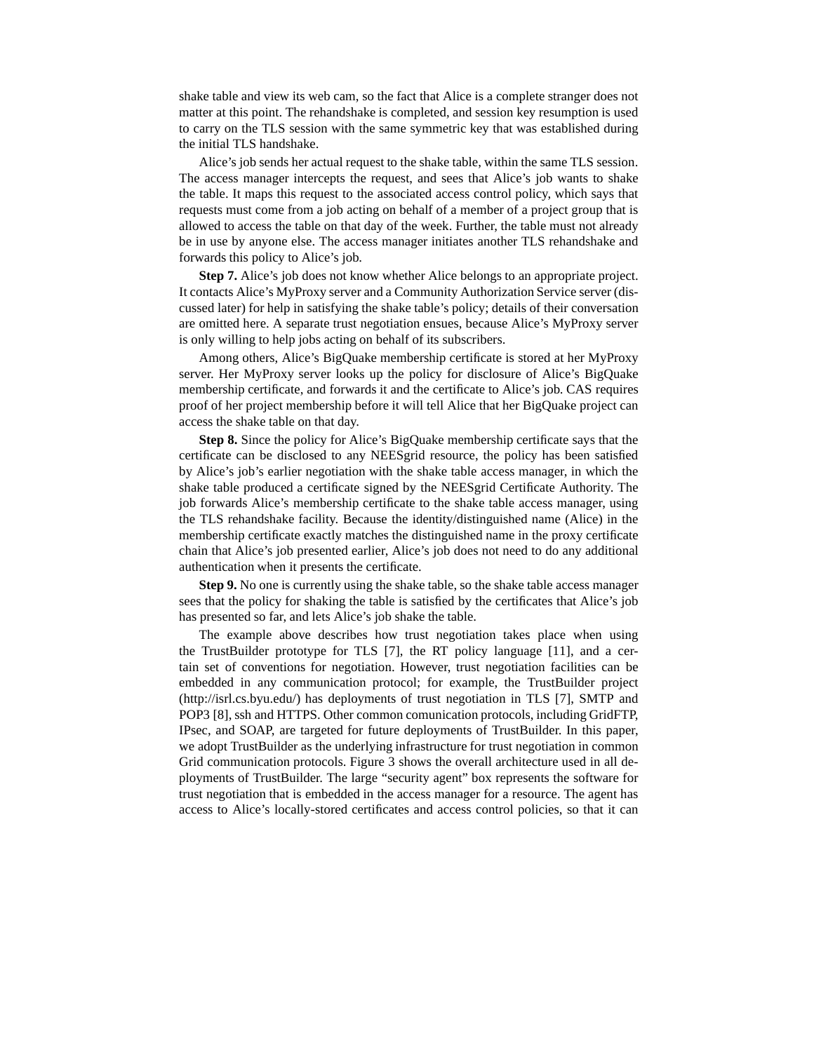shake table and view its web cam, so the fact that Alice is a complete stranger does not matter at this point. The rehandshake is completed, and session key resumption is used to carry on the TLS session with the same symmetric key that was established during the initial TLS handshake.

Alice's job sends her actual request to the shake table, within the same TLS session. The access manager intercepts the request, and sees that Alice's job wants to shake the table. It maps this request to the associated access control policy, which says that requests must come from a job acting on behalf of a member of a project group that is allowed to access the table on that day of the week. Further, the table must not already be in use by anyone else. The access manager initiates another TLS rehandshake and forwards this policy to Alice's job.

**Step 7.** Alice's job does not know whether Alice belongs to an appropriate project. It contacts Alice's MyProxy server and a Community Authorization Service server (discussed later) for help in satisfying the shake table's policy; details of their conversation are omitted here. A separate trust negotiation ensues, because Alice's MyProxy server is only willing to help jobs acting on behalf of its subscribers.

Among others, Alice's BigQuake membership certificate is stored at her MyProxy server. Her MyProxy server looks up the policy for disclosure of Alice's BigQuake membership certificate, and forwards it and the certificate to Alice's job. CAS requires proof of her project membership before it will tell Alice that her BigQuake project can access the shake table on that day.

**Step 8.** Since the policy for Alice's BigQuake membership certificate says that the certificate can be disclosed to any NEESgrid resource, the policy has been satisfied by Alice's job's earlier negotiation with the shake table access manager, in which the shake table produced a certificate signed by the NEESgrid Certificate Authority. The job forwards Alice's membership certificate to the shake table access manager, using the TLS rehandshake facility. Because the identity/distinguished name (Alice) in the membership certificate exactly matches the distinguished name in the proxy certificate chain that Alice's job presented earlier, Alice's job does not need to do any additional authentication when it presents the certificate.

**Step 9.** No one is currently using the shake table, so the shake table access manager sees that the policy for shaking the table is satisfied by the certificates that Alice's job has presented so far, and lets Alice's job shake the table.

The example above describes how trust negotiation takes place when using the TrustBuilder prototype for TLS [7], the RT policy language [11], and a certain set of conventions for negotiation. However, trust negotiation facilities can be embedded in any communication protocol; for example, the TrustBuilder project (http://isrl.cs.byu.edu/) has deployments of trust negotiation in TLS [7], SMTP and POP3 [8], ssh and HTTPS. Other common comunication protocols, including GridFTP, IPsec, and SOAP, are targeted for future deployments of TrustBuilder. In this paper, we adopt TrustBuilder as the underlying infrastructure for trust negotiation in common Grid communication protocols. Figure 3 shows the overall architecture used in all deployments of TrustBuilder. The large "security agent" box represents the software for trust negotiation that is embedded in the access manager for a resource. The agent has access to Alice's locally-stored certificates and access control policies, so that it can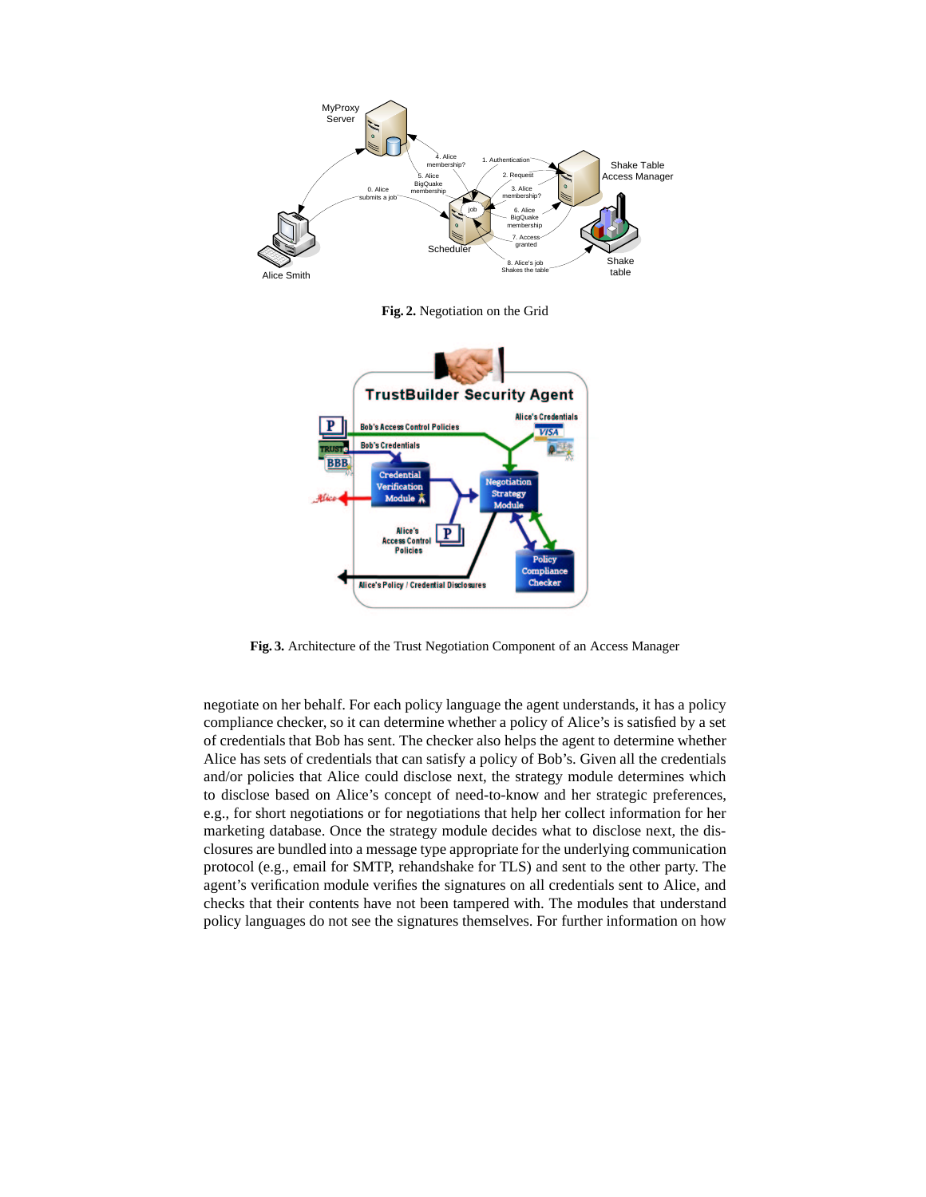**Fig. 2.** Negotiation on the Grid

**Fig. 3.** Architecture of the Trust Negotiation Component of an Access Manager

negotiate on her behalf. For each policy language the agent understands, it has a policy compliance checker, so it can determine whether a policy of Alice's is satisfied by a set of credentials that Bob has sent. The checker also helps the agent to determine whether Alice has sets of credentials that can satisfy a policy of Bob's. Given all the credentials and/or policies that Alice could disclose next, the strategy module determines which to disclose based on Alice's concept of need-to-know and her strategic preferences, e.g., for short negotiations or for negotiations that help her collect information for her marketing database. Once the strategy module decides what to disclose next, the disclosures are bundled into a message type appropriate for the underlying communication protocol (e.g., email for SMTP, rehandshake for TLS) and sent to the other party. The agent's verification module verifies the signatures on all credentials sent to Alice, and checks that their contents have not been tampered with. The modules that understand policy languages do not see the signatures themselves. For further information on how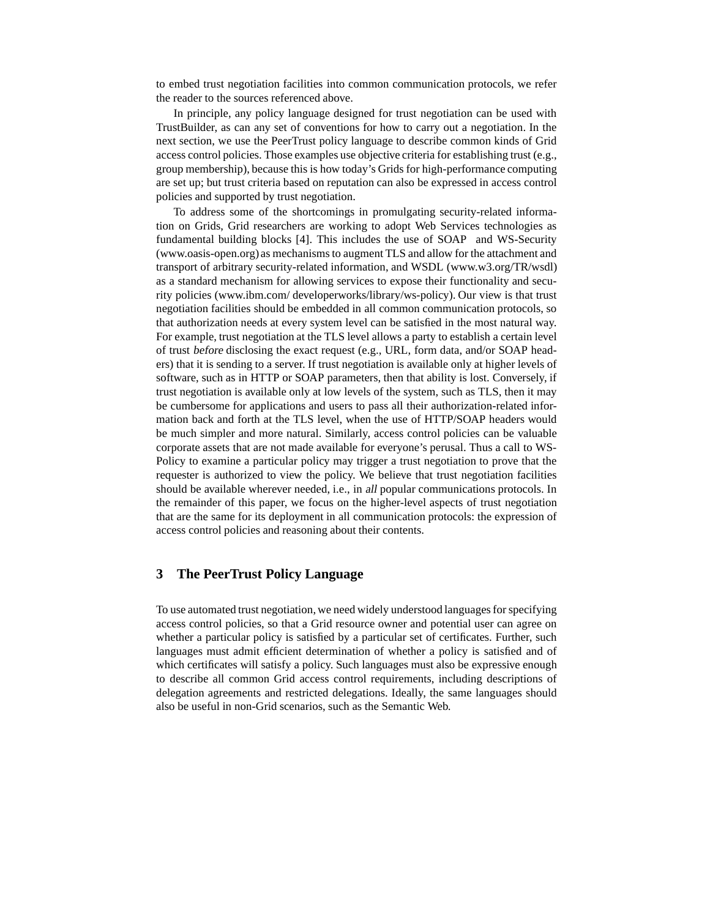to embed trust negotiation facilities into common communication protocols, we refer the reader to the sources referenced above.

In principle, any policy language designed for trust negotiation can be used with TrustBuilder, as can any set of conventions for how to carry out a negotiation. In the next section, we use the PeerTrust policy language to describe common kinds of Grid access control policies. Those examples use objective criteria for establishing trust (e.g., group membership), because this is how today's Grids for high-performance computing are set up; but trust criteria based on reputation can also be expressed in access control policies and supported by trust negotiation.

To address some of the shortcomings in promulgating security-related information on Grids, Grid researchers are working to adopt Web Services technologies as fundamental building blocks [4]. This includes the use of SOAP and WS-Security (www.oasis-open.org) as mechanisms to augment TLS and allow for the attachment and transport of arbitrary security-related information, and WSDL (www.w3.org/TR/wsdl) as a standard mechanism for allowing services to expose their functionality and security policies (www.ibm.com/ developerworks/library/ws-policy). Our view is that trust negotiation facilities should be embedded in all common communication protocols, so that authorization needs at every system level can be satisfied in the most natural way. For example, trust negotiation at the TLS level allows a party to establish a certain level of trust *before* disclosing the exact request (e.g., URL, form data, and/or SOAP headers) that it is sending to a server. If trust negotiation is available only at higher levels of software, such as in HTTP or SOAP parameters, then that ability is lost. Conversely, if trust negotiation is available only at low levels of the system, such as TLS, then it may be cumbersome for applications and users to pass all their authorization-related information back and forth at the TLS level, when the use of HTTP/SOAP headers would be much simpler and more natural. Similarly, access control policies can be valuable corporate assets that are not made available for everyone's perusal. Thus a call to WS-Policy to examine a particular policy may trigger a trust negotiation to prove that the requester is authorized to view the policy. We believe that trust negotiation facilities should be available wherever needed, i.e., in *all* popular communications protocols. In the remainder of this paper, we focus on the higher-level aspects of trust negotiation that are the same for its deployment in all communication protocols: the expression of access control policies and reasoning about their contents.

## 3 The PeerTrust Policy Language

To use automated trust negotiation, we need widely understood languages for specifying access control policies, so that a Grid resource owner and potential user can agree on whether a particular policy is satisfied by a particular set of certificates. Further, such languages must admit efficient determination of whether a policy is satisfied and of which certificates will satisfy a policy. Such languages must also be expressive enough to describe all common Grid access control requirements, including descriptions of delegation agreements and restricted delegations. Ideally, the same languages should also be useful in non-Grid scenarios, such as the Semantic Web.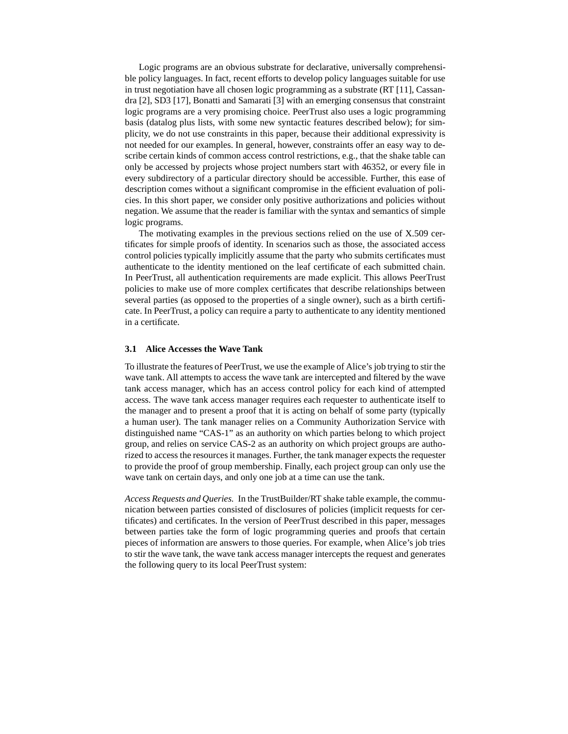Logic programs are an obvious substrate for declarative, universally comprehensible policy languages. In fact, recent efforts to develop policy languages suitable for use in trust negotiation have all chosen logic programming as a substrate (RT [11], Cassandra [2], SD3 [17], Bonatti and Samarati [3] with an emerging consensus that constraint logic programs are a very promising choice. PeerTrust also uses a logic programming basis (datalog plus lists, with some new syntactic features described below); for simplicity, we do not use constraints in this paper, because their additional expressivity is not needed for our examples. In general, however, constraints offer an easy way to describe certain kinds of common access control restrictions, e.g., that the shake table can only be accessed by projects whose project numbers start with 46352, or every file in every subdirectory of a particular directory should be accessible. Further, this ease of description comes without a significant compromise in the efficient evaluation of policies. In this short paper, we consider only positive authorizations and policies without negation. We assume that the reader is familiar with the syntax and semantics of simple logic programs.

The motivating examples in the previous sections relied on the use of X.509 certificates for simple proofs of identity. In scenarios such as those, the associated access control policies typically implicitly assume that the party who submits certificates must authenticate to the identity mentioned on the leaf certificate of each submitted chain. In PeerTrust, all authentication requirements are made explicit. This allows PeerTrust policies to make use of more complex certificates that describe relationships between several parties (as opposed to the properties of a single owner), such as a birth certificate. In PeerTrust, a policy can require a party to authenticate to any identity mentioned in a certificate.

### 3.1 Alice Accesses the Wave Tank

To illustrate the features of PeerTrust, we use the example of Alice's job trying to stir the wave tank. All attempts to access the wave tank are intercepted and filtered by the wave tank access manager, which has an access control policy for each kind of attempted access. The wave tank access manager requires each requester to authenticate itself to the manager and to present a proof that it is acting on behalf of some party (typically a human user). The tank manager relies on a Community Authorization Service with distinguished name "CAS-1" as an authority on which parties belong to which project group, and relies on service CAS-2 as an authority on which project groups are authorized to access the resources it manages. Further, the tank manager expects the requester to provide the proof of group membership. Finally, each project group can only use the wave tank on certain days, and only one job at a time can use the tank.

*Access Requests and Queries.* In the TrustBuilder/RT shake table example, the communication between parties consisted of disclosures of policies (implicit requests for certificates) and certificates. In the version of PeerTrust described in this paper, messages between parties take the form of logic programming queries and proofs that certain pieces of information are answers to those queries. For example, when Alice's job tries to stir the wave tank, the wave tank access manager intercepts the request and generates the following query to its local PeerTrust system: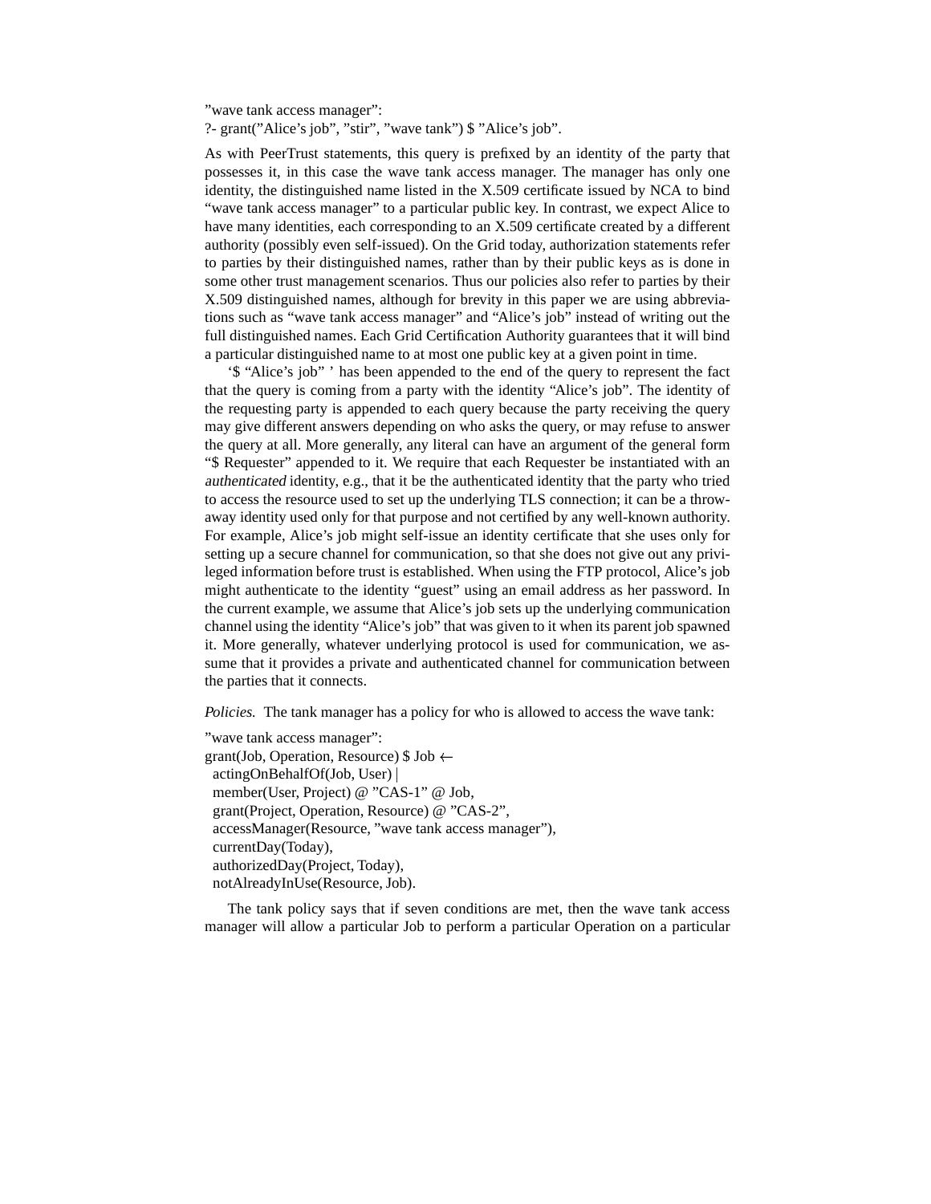”wave tank access manager”:
?- grant(”Alice’s job”, ”stir”, ”wave tank”) $ ”Alice’s job”.

As with PeerTrust statements, this query is prefixed by an identity of the party that possesses it, in this case the wave tank access manager. The manager has only one identity, the distinguished name listed in the X.509 certificate issued by NCA to bind “wave tank access manager” to a particular public key. In contrast, we expect Alice to have many identities, each corresponding to an X.509 certificate created by a different authority (possibly even self-issued). On the Grid today, authorization statements refer to parties by their distinguished names, rather than by their public keys as is done in some other trust management scenarios. Thus our policies also refer to parties by their X.509 distinguished names, although for brevity in this paper we are using abbreviations such as “wave tank access manager” and “Alice’s job” instead of writing out the full distinguished names. Each Grid Certification Authority guarantees that it will bind a particular distinguished name to at most one public key at a given point in time.

‘$ “Alice’s job” ’ has been appended to the end of the query to represent the fact that the query is coming from a party with the identity “Alice’s job”. The identity of the requesting party is appended to each query because the party receiving the query may give different answers depending on who asks the query, or may refuse to answer the query at all. More generally, any literal can have an argument of the general form “$ Requester” appended to it. We require that each Requester be instantiated with an *authenticated* identity, e.g., that it be the authenticated identity that the party who tried to access the resource used to set up the underlying TLS connection; it can be a throw-away identity used only for that purpose and not certified by any well-known authority. For example, Alice’s job might self-issue an identity certificate that she uses only for setting up a secure channel for communication, so that she does not give out any privileged information before trust is established. When using the FTP protocol, Alice’s job might authenticate to the identity “guest” using an email address as her password. In the current example, we assume that Alice’s job sets up the underlying communication channel using the identity “Alice’s job” that was given to it when its parent job spawned it. More generally, whatever underlying protocol is used for communication, we assume that it provides a private and authenticated channel for communication between the parties that it connects.

*Policies.* The tank manager has a policy for who is allowed to access the wave tank:

```
”wave tank access manager”:
grant(Job, Operation, Resource) $ Job ←
  actingOnBehalfOf(Job, User) |
  member(User, Project) @ ”CAS-1” @ Job,
  grant(Project, Operation, Resource) @ ”CAS-2”,
  accessManager(Resource, ”wave tank access manager”),
  currentDay(Today),
  authorizedDay(Project, Today),
  notAlreadyInUse(Resource, Job).
```

The tank policy says that if seven conditions are met, then the wave tank access manager will allow a particular Job to perform a particular Operation on a particular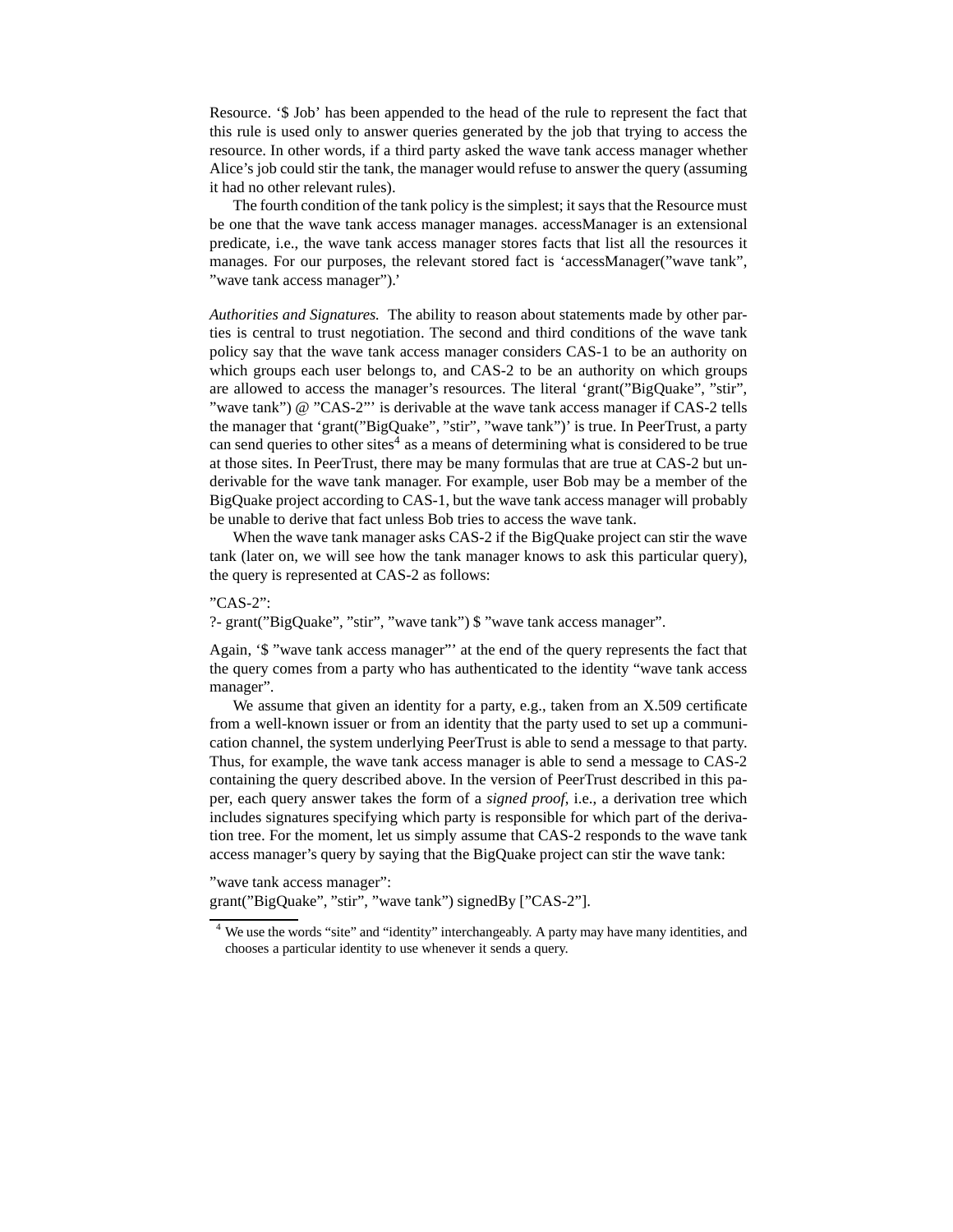Resource. '$ Job' has been appended to the head of the rule to represent the fact that this rule is used only to answer queries generated by the job that trying to access the resource. In other words, if a third party asked the wave tank access manager whether Alice's job could stir the tank, the manager would refuse to answer the query (assuming it had no other relevant rules).

The fourth condition of the tank policy is the simplest; it says that the Resource must be one that the wave tank access manager manages. accessManager is an extensional predicate, i.e., the wave tank access manager stores facts that list all the resources it manages. For our purposes, the relevant stored fact is 'accessManager("wave tank", "wave tank access manager").'

*Authorities and Signatures.* The ability to reason about statements made by other parties is central to trust negotiation. The second and third conditions of the wave tank policy say that the wave tank access manager considers CAS-1 to be an authority on which groups each user belongs to, and CAS-2 to be an authority on which groups are allowed to access the manager's resources. The literal 'grant("BigQuake", "stir", "wave tank") @ "CAS-2"' is derivable at the wave tank access manager if CAS-2 tells the manager that 'grant("BigQuake", "stir", "wave tank")' is true. In PeerTrust, a party can send queries to other sites[4] as a means of determining what is considered to be true at those sites. In PeerTrust, there may be many formulas that are true at CAS-2 but underivable for the wave tank manager. For example, user Bob may be a member of the BigQuake project according to CAS-1, but the wave tank access manager will probably be unable to derive that fact unless Bob tries to access the wave tank.

When the wave tank manager asks CAS-2 if the BigQuake project can stir the wave tank (later on, we will see how the tank manager knows to ask this particular query), the query is represented at CAS-2 as follows:

```
"CAS-2":
?- grant("BigQuake", "stir", "wave tank") $ "wave tank access manager".
```

Again, '$ "wave tank access manager"' at the end of the query represents the fact that the query comes from a party who has authenticated to the identity "wave tank access manager".

We assume that given an identity for a party, e.g., taken from an X.509 certificate from a well-known issuer or from an identity that the party used to set up a communication channel, the system underlying PeerTrust is able to send a message to that party. Thus, for example, the wave tank access manager is able to send a message to CAS-2 containing the query described above. In the version of PeerTrust described in this paper, each query answer takes the form of a *signed proof*, i.e., a derivation tree which includes signatures specifying which party is responsible for which part of the derivation tree. For the moment, let us simply assume that CAS-2 responds to the wave tank access manager's query by saying that the BigQuake project can stir the wave tank:

```
"wave tank access manager":
grant("BigQuake", "stir", "wave tank") signedBy ["CAS-2"].
```

[4] We use the words "site" and "identity" interchangeably. A party may have many identities, and chooses a particular identity to use whenever it sends a query.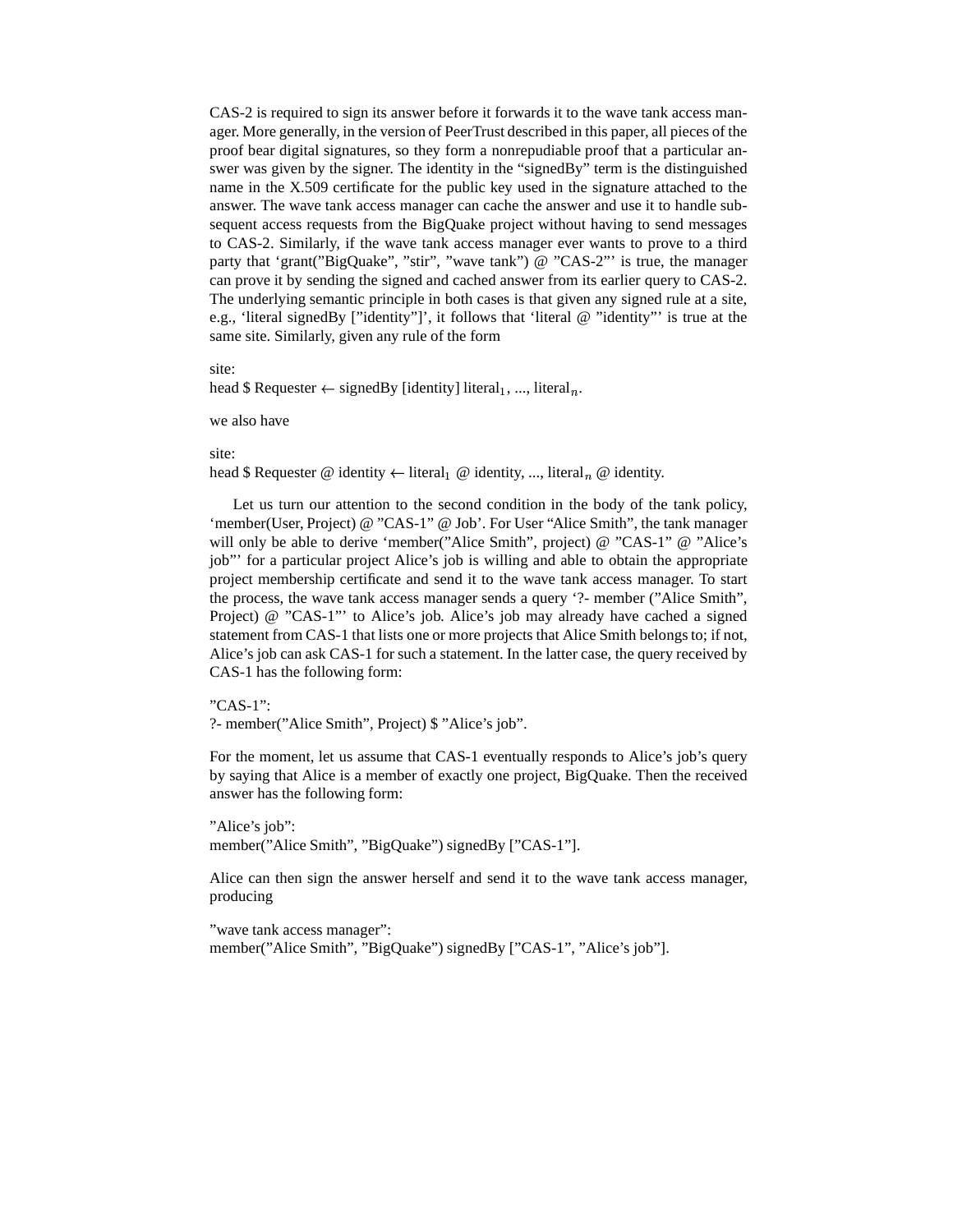CAS-2 is required to sign its answer before it forwards it to the wave tank access manager. More generally, in the version of PeerTrust described in this paper, all pieces of the proof bear digital signatures, so they form a nonrepudiable proof that a particular answer was given by the signer. The identity in the “signedBy” term is the distinguished name in the X.509 certificate for the public key used in the signature attached to the answer. The wave tank access manager can cache the answer and use it to handle subsequent access requests from the BigQuake project without having to send messages to CAS-2. Similarly, if the wave tank access manager ever wants to prove to a third party that ‘grant(”BigQuake”, ”stir”, ”wave tank”) @ ”CAS-2”’ is true, the manager can prove it by sending the signed and cached answer from its earlier query to CAS-2. The underlying semantic principle in both cases is that given any signed rule at a site, e.g., ‘literal signedBy [”identity”]’, it follows that ‘literal @ ”identity”’ is true at the same site. Similarly, given any rule of the form

site:
head \$ Requester ← signedBy [identity] $\text{literal}_1$, ..., $\text{literal}_n$.

we also have

site:
head \$ Requester @ identity ← $\text{literal}_1$ @ identity, ..., $\text{literal}_n$ @ identity.

Let us turn our attention to the second condition in the body of the tank policy, ‘member(User, Project) @ ”CAS-1” @ Job’. For User “Alice Smith”, the tank manager will only be able to derive ‘member(”Alice Smith”, project) @ ”CAS-1” @ ”Alice’s job”’ for a particular project Alice’s job is willing and able to obtain the appropriate project membership certificate and send it to the wave tank access manager. To start the process, the wave tank access manager sends a query ‘?- member (”Alice Smith”, Project) @ ”CAS-1”’ to Alice’s job. Alice’s job may already have cached a signed statement from CAS-1 that lists one or more projects that Alice Smith belongs to; if not, Alice’s job can ask CAS-1 for such a statement. In the latter case, the query received by CAS-1 has the following form:

”CAS-1”:
?- member(”Alice Smith”, Project) \$ ”Alice’s job”.

For the moment, let us assume that CAS-1 eventually responds to Alice’s job’s query by saying that Alice is a member of exactly one project, BigQuake. Then the received answer has the following form:

”Alice’s job”:
member(”Alice Smith”, ”BigQuake”) signedBy [”CAS-1”].

Alice can then sign the answer herself and send it to the wave tank access manager, producing

”wave tank access manager”:
member(”Alice Smith”, ”BigQuake”) signedBy [”CAS-1”, ”Alice’s job”].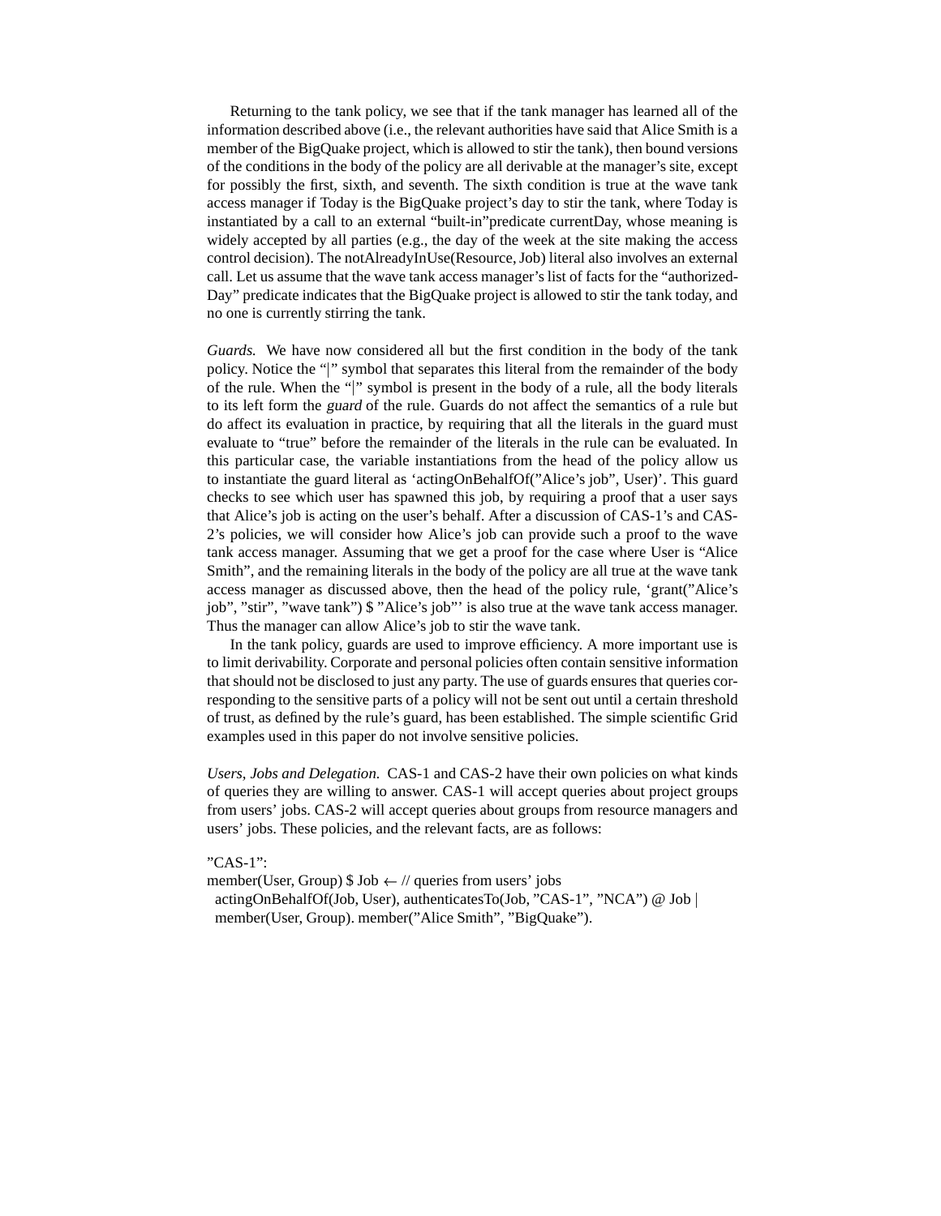Returning to the tank policy, we see that if the tank manager has learned all of the information described above (i.e., the relevant authorities have said that Alice Smith is a member of the BigQuake project, which is allowed to stir the tank), then bound versions of the conditions in the body of the policy are all derivable at the manager's site, except for possibly the first, sixth, and seventh. The sixth condition is true at the wave tank access manager if Today is the BigQuake project's day to stir the tank, where Today is instantiated by a call to an external "built-in"predicate currentDay, whose meaning is widely accepted by all parties (e.g., the day of the week at the site making the access control decision). The notAlreadyInUse(Resource, Job) literal also involves an external call. Let us assume that the wave tank access manager's list of facts for the "authorized-Day" predicate indicates that the BigQuake project is allowed to stir the tank today, and no one is currently stirring the tank.

*Guards.* We have now considered all but the first condition in the body of the tank policy. Notice the "|" symbol that separates this literal from the remainder of the body of the rule. When the "|" symbol is present in the body of a rule, all the body literals to its left form the *guard* of the rule. Guards do not affect the semantics of a rule but do affect its evaluation in practice, by requiring that all the literals in the guard must evaluate to "true" before the remainder of the literals in the rule can be evaluated. In this particular case, the variable instantiations from the head of the policy allow us to instantiate the guard literal as 'actingOnBehalfOf("Alice's job", User)'. This guard checks to see which user has spawned this job, by requiring a proof that a user says that Alice's job is acting on the user's behalf. After a discussion of CAS-1's and CAS-2's policies, we will consider how Alice's job can provide such a proof to the wave tank access manager. Assuming that we get a proof for the case where User is "Alice Smith", and the remaining literals in the body of the policy are all true at the wave tank access manager as discussed above, then the head of the policy rule, 'grant("Alice's job", "stir", "wave tank") $ "Alice's job"' is also true at the wave tank access manager. Thus the manager can allow Alice's job to stir the wave tank.

In the tank policy, guards are used to improve efficiency. A more important use is to limit derivability. Corporate and personal policies often contain sensitive information that should not be disclosed to just any party. The use of guards ensures that queries corresponding to the sensitive parts of a policy will not be sent out until a certain threshold of trust, as defined by the rule's guard, has been established. The simple scientific Grid examples used in this paper do not involve sensitive policies.

*Users, Jobs and Delegation.* CAS-1 and CAS-2 have their own policies on what kinds of queries they are willing to answer. CAS-1 will accept queries about project groups from users' jobs. CAS-2 will accept queries about groups from resource managers and users' jobs. These policies, and the relevant facts, are as follows:

```
"CAS-1":
member(User, Group) $ Job ← // queries from users' jobs
  actingOnBehalfOf(Job, User), authenticatesTo(Job, "CAS-1", "NCA") @ Job |
  member(User, Group). member("Alice Smith", "BigQuake").
```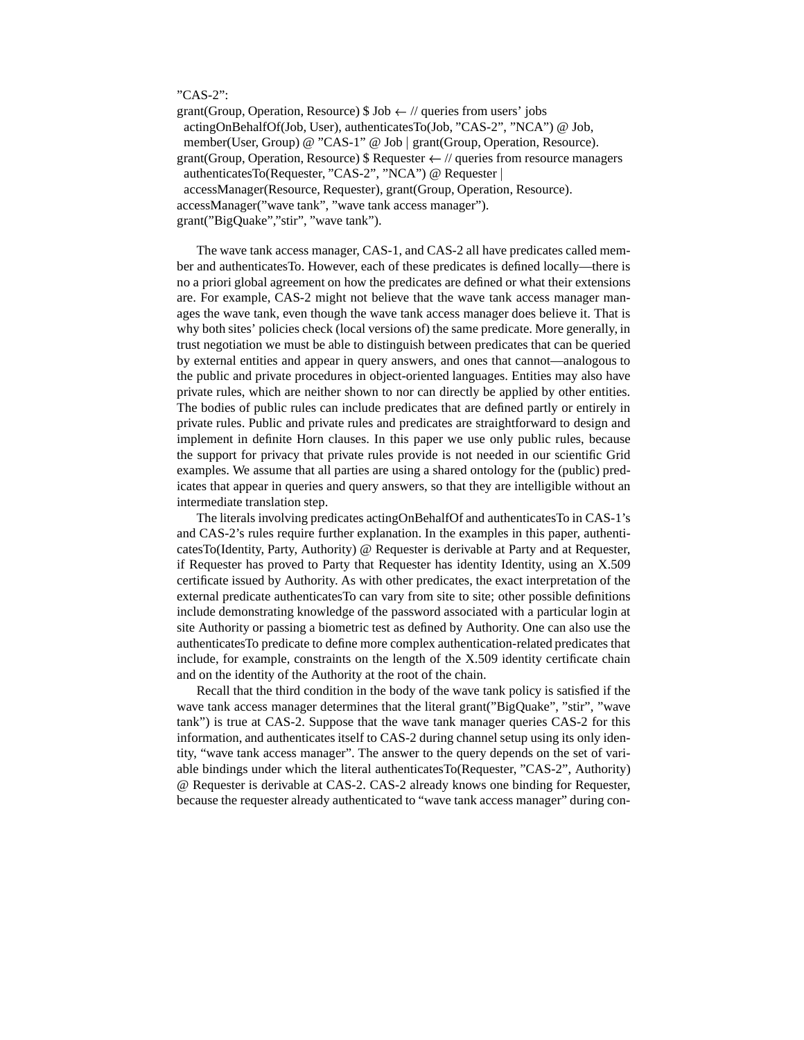”CAS-2”:

```
grant(Group, Operation, Resource) $ Job ← // queries from users' jobs
  actingOnBehalfOf(Job, User), authenticatesTo(Job, ”CAS-2”, ”NCA”) @ Job,
  member(User, Group) @ ”CAS-1” @ Job | grant(Group, Operation, Resource).
grant(Group, Operation, Resource) $ Requester ← // queries from resource managers
  authenticatesTo(Requester, ”CAS-2”, ”NCA”) @ Requester |
  accessManager(Resource, Requester), grant(Group, Operation, Resource).
accessManager(”wave tank”, ”wave tank access manager”).
grant(”BigQuake”,”stir”, ”wave tank”).
```

The wave tank access manager, CAS-1, and CAS-2 all have predicates called member and authenticatesTo. However, each of these predicates is defined locally—there is no a priori global agreement on how the predicates are defined or what their extensions are. For example, CAS-2 might not believe that the wave tank access manager manages the wave tank, even though the wave tank access manager does believe it. That is why both sites' policies check (local versions of) the same predicate. More generally, in trust negotiation we must be able to distinguish between predicates that can be queried by external entities and appear in query answers, and ones that cannot—analogous to the public and private procedures in object-oriented languages. Entities may also have private rules, which are neither shown to nor can directly be applied by other entities. The bodies of public rules can include predicates that are defined partly or entirely in private rules. Public and private rules and predicates are straightforward to design and implement in definite Horn clauses. In this paper we use only public rules, because the support for privacy that private rules provide is not needed in our scientific Grid examples. We assume that all parties are using a shared ontology for the (public) predicates that appear in queries and query answers, so that they are intelligible without an intermediate translation step.

The literals involving predicates actingOnBehalfOf and authenticatesTo in CAS-1's and CAS-2's rules require further explanation. In the examples in this paper, authenticatesTo(Identity, Party, Authority) @ Requester is derivable at Party and at Requester, if Requester has proved to Party that Requester has identity Identity, using an X.509 certificate issued by Authority. As with other predicates, the exact interpretation of the external predicate authenticatesTo can vary from site to site; other possible definitions include demonstrating knowledge of the password associated with a particular login at site Authority or passing a biometric test as defined by Authority. One can also use the authenticatesTo predicate to define more complex authentication-related predicates that include, for example, constraints on the length of the X.509 identity certificate chain and on the identity of the Authority at the root of the chain.

Recall that the third condition in the body of the wave tank policy is satisfied if the wave tank access manager determines that the literal grant(”BigQuake”, ”stir”, ”wave tank”) is true at CAS-2. Suppose that the wave tank manager queries CAS-2 for this information, and authenticates itself to CAS-2 during channel setup using its only identity, “wave tank access manager”. The answer to the query depends on the set of variable bindings under which the literal authenticatesTo(Requester, ”CAS-2”, Authority) @ Requester is derivable at CAS-2. CAS-2 already knows one binding for Requester, because the requester already authenticated to “wave tank access manager” during con-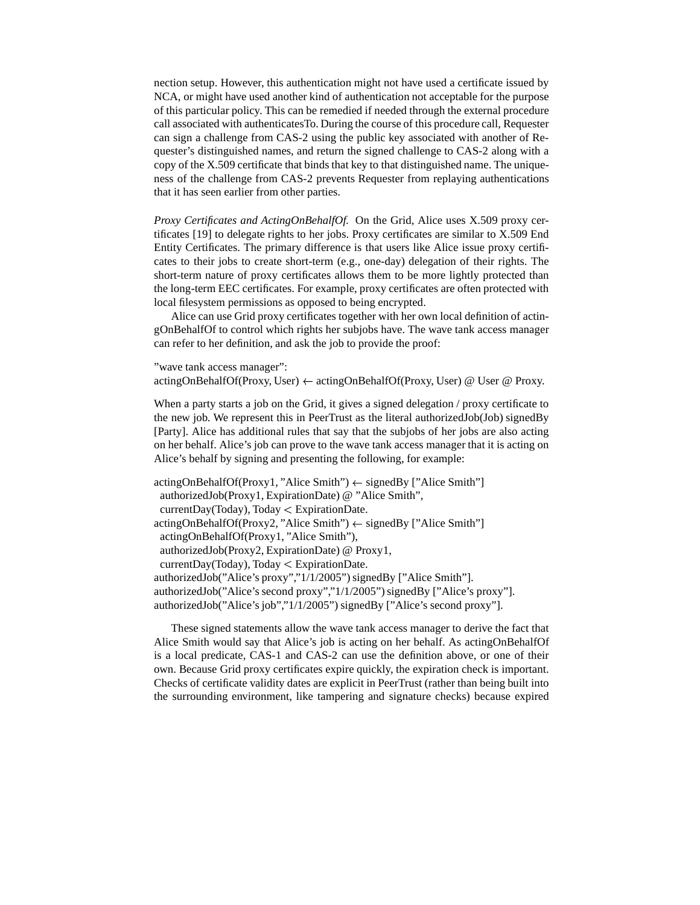nection setup. However, this authentication might not have used a certificate issued by NCA, or might have used another kind of authentication not acceptable for the purpose of this particular policy. This can be remedied if needed through the external procedure call associated with authenticatesTo. During the course of this procedure call, Requester can sign a challenge from CAS-2 using the public key associated with another of Requester's distinguished names, and return the signed challenge to CAS-2 along with a copy of the X.509 certificate that binds that key to that distinguished name. The uniqueness of the challenge from CAS-2 prevents Requester from replaying authentications that it has seen earlier from other parties.

*Proxy Certificates and ActingOnBehalfOf.* On the Grid, Alice uses X.509 proxy certificates [19] to delegate rights to her jobs. Proxy certificates are similar to X.509 End Entity Certificates. The primary difference is that users like Alice issue proxy certificates to their jobs to create short-term (e.g., one-day) delegation of their rights. The short-term nature of proxy certificates allows them to be more lightly protected than the long-term EEC certificates. For example, proxy certificates are often protected with local filesystem permissions as opposed to being encrypted.

Alice can use Grid proxy certificates together with her own local definition of actingOnBehalfOf to control which rights her subjobs have. The wave tank access manager can refer to her definition, and ask the job to provide the proof:

"wave tank access manager":
actingOnBehalfOf(Proxy, User) ← actingOnBehalfOf(Proxy, User) @ User @ Proxy.

When a party starts a job on the Grid, it gives a signed delegation / proxy certificate to the new job. We represent this in PeerTrust as the literal authorizedJob(Job) signedBy [Party]. Alice has additional rules that say that the subjobs of her jobs are also acting on her behalf. Alice's job can prove to the wave tank access manager that it is acting on Alice's behalf by signing and presenting the following, for example:

actingOnBehalfOf(Proxy1, "Alice Smith") ← signedBy ["Alice Smith"]
  authorizedJob(Proxy1, ExpirationDate) @ "Alice Smith",
  currentDay(Today), Today < ExpirationDate.
actingOnBehalfOf(Proxy2, "Alice Smith") ← signedBy ["Alice Smith"]
  actingOnBehalfOf(Proxy1, "Alice Smith"),
  authorizedJob(Proxy2, ExpirationDate) @ Proxy1,
  currentDay(Today), Today < ExpirationDate.
authorizedJob("Alice's proxy","1/1/2005") signedBy ["Alice Smith"].
authorizedJob("Alice's second proxy","1/1/2005") signedBy ["Alice's proxy"].
authorizedJob("Alice's job","1/1/2005") signedBy ["Alice's second proxy"].

These signed statements allow the wave tank access manager to derive the fact that Alice Smith would say that Alice's job is acting on her behalf. As actingOnBehalfOf is a local predicate, CAS-1 and CAS-2 can use the definition above, or one of their own. Because Grid proxy certificates expire quickly, the expiration check is important. Checks of certificate validity dates are explicit in PeerTrust (rather than being built into the surrounding environment, like tampering and signature checks) because expired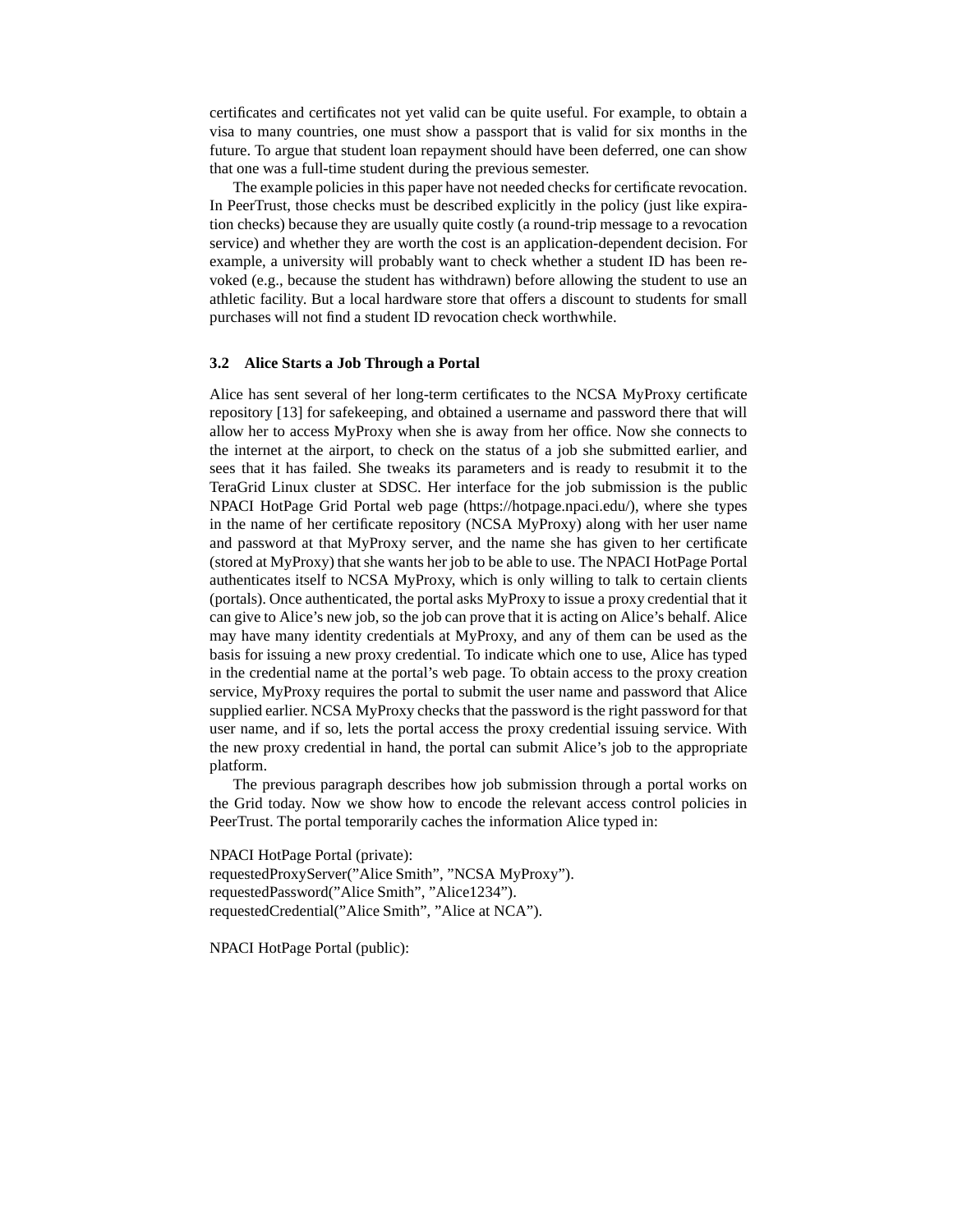certificates and certificates not yet valid can be quite useful. For example, to obtain a visa to many countries, one must show a passport that is valid for six months in the future. To argue that student loan repayment should have been deferred, one can show that one was a full-time student during the previous semester.

The example policies in this paper have not needed checks for certificate revocation. In PeerTrust, those checks must be described explicitly in the policy (just like expiration checks) because they are usually quite costly (a round-trip message to a revocation service) and whether they are worth the cost is an application-dependent decision. For example, a university will probably want to check whether a student ID has been revoked (e.g., because the student has withdrawn) before allowing the student to use an athletic facility. But a local hardware store that offers a discount to students for small purchases will not find a student ID revocation check worthwhile.

### 3.2 Alice Starts a Job Through a Portal

Alice has sent several of her long-term certificates to the NCSA MyProxy certificate repository [13] for safekeeping, and obtained a username and password there that will allow her to access MyProxy when she is away from her office. Now she connects to the internet at the airport, to check on the status of a job she submitted earlier, and sees that it has failed. She tweaks its parameters and is ready to resubmit it to the TeraGrid Linux cluster at SDSC. Her interface for the job submission is the public NPACI HotPage Grid Portal web page (https://hotpage.npaci.edu/), where she types in the name of her certificate repository (NCSA MyProxy) along with her user name and password at that MyProxy server, and the name she has given to her certificate (stored at MyProxy) that she wants her job to be able to use. The NPACI HotPage Portal authenticates itself to NCSA MyProxy, which is only willing to talk to certain clients (portals). Once authenticated, the portal asks MyProxy to issue a proxy credential that it can give to Alice's new job, so the job can prove that it is acting on Alice's behalf. Alice may have many identity credentials at MyProxy, and any of them can be used as the basis for issuing a new proxy credential. To indicate which one to use, Alice has typed in the credential name at the portal's web page. To obtain access to the proxy creation service, MyProxy requires the portal to submit the user name and password that Alice supplied earlier. NCSA MyProxy checks that the password is the right password for that user name, and if so, lets the portal access the proxy credential issuing service. With the new proxy credential in hand, the portal can submit Alice's job to the appropriate platform.

The previous paragraph describes how job submission through a portal works on the Grid today. Now we show how to encode the relevant access control policies in PeerTrust. The portal temporarily caches the information Alice typed in:

```
NPACI HotPage Portal (private):
requestedProxyServer("Alice Smith", "NCSA MyProxy").
requestedPassword("Alice Smith", "Alice1234").
requestedCredential("Alice Smith", "Alice at NCA").
```

NPACI HotPage Portal (public):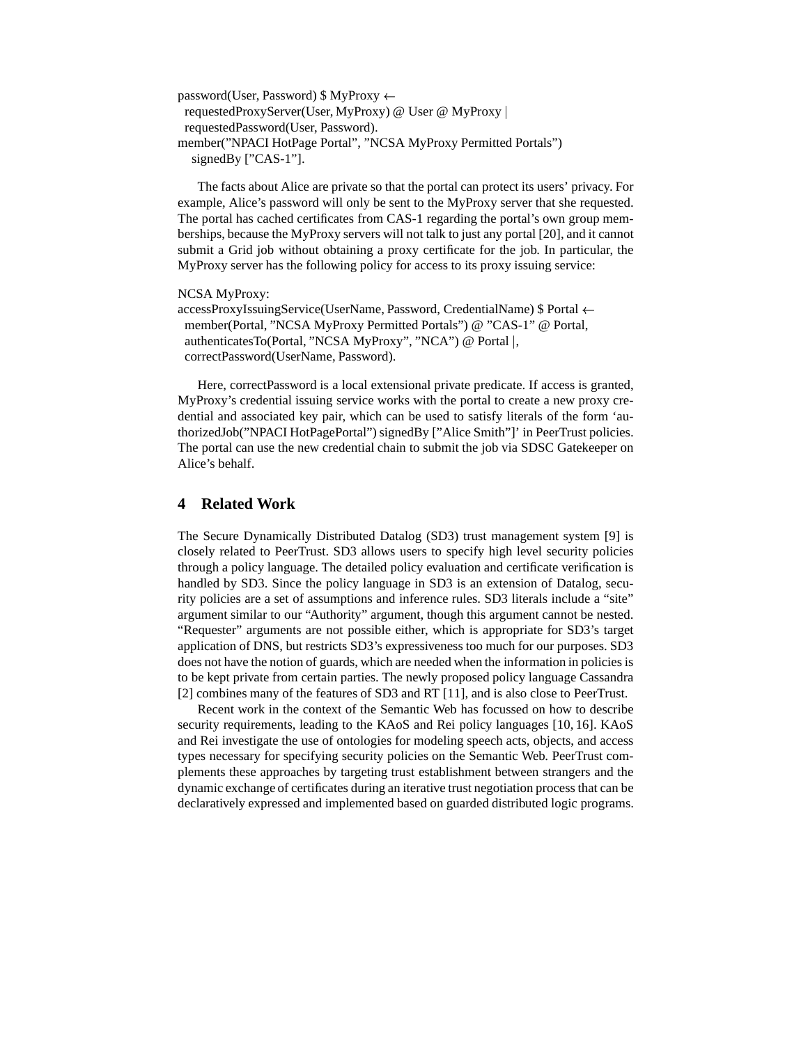```
password(User, Password) $ MyProxy ←
  requestedProxyServer(User, MyProxy) @ User @ MyProxy |
  requestedPassword(User, Password).
member("NPACI HotPage Portal", "NCSA MyProxy Permitted Portals")
    signedBy ["CAS-1"].
```

The facts about Alice are private so that the portal can protect its users' privacy. For example, Alice's password will only be sent to the MyProxy server that she requested. The portal has cached certificates from CAS-1 regarding the portal's own group memberships, because the MyProxy servers will not talk to just any portal [20], and it cannot submit a Grid job without obtaining a proxy certificate for the job. In particular, the MyProxy server has the following policy for access to its proxy issuing service:

```
NCSA MyProxy:
accessProxyIssuingService(UserName, Password, CredentialName) $ Portal ←
  member(Portal, "NCSA MyProxy Permitted Portals") @ "CAS-1" @ Portal,
  authenticatesTo(Portal, "NCSA MyProxy", "NCA") @ Portal |,
  correctPassword(UserName, Password).
```

Here, correctPassword is a local extensional private predicate. If access is granted, MyProxy's credential issuing service works with the portal to create a new proxy credential and associated key pair, which can be used to satisfy literals of the form 'authorizedJob("NPACI HotPagePortal") signedBy ["Alice Smith"]' in PeerTrust policies. The portal can use the new credential chain to submit the job via SDSC Gatekeeper on Alice's behalf.

## 4 Related Work

The Secure Dynamically Distributed Datalog (SD3) trust management system [9] is closely related to PeerTrust. SD3 allows users to specify high level security policies through a policy language. The detailed policy evaluation and certificate verification is handled by SD3. Since the policy language in SD3 is an extension of Datalog, security policies are a set of assumptions and inference rules. SD3 literals include a "site" argument similar to our "Authority" argument, though this argument cannot be nested. "Requester" arguments are not possible either, which is appropriate for SD3's target application of DNS, but restricts SD3's expressiveness too much for our purposes. SD3 does not have the notion of guards, which are needed when the information in policies is to be kept private from certain parties. The newly proposed policy language Cassandra [2] combines many of the features of SD3 and RT [11], and is also close to PeerTrust.

Recent work in the context of the Semantic Web has focussed on how to describe security requirements, leading to the KAoS and Rei policy languages [10, 16]. KAoS and Rei investigate the use of ontologies for modeling speech acts, objects, and access types necessary for specifying security policies on the Semantic Web. PeerTrust complements these approaches by targeting trust establishment between strangers and the dynamic exchange of certificates during an iterative trust negotiation process that can be declaratively expressed and implemented based on guarded distributed logic programs.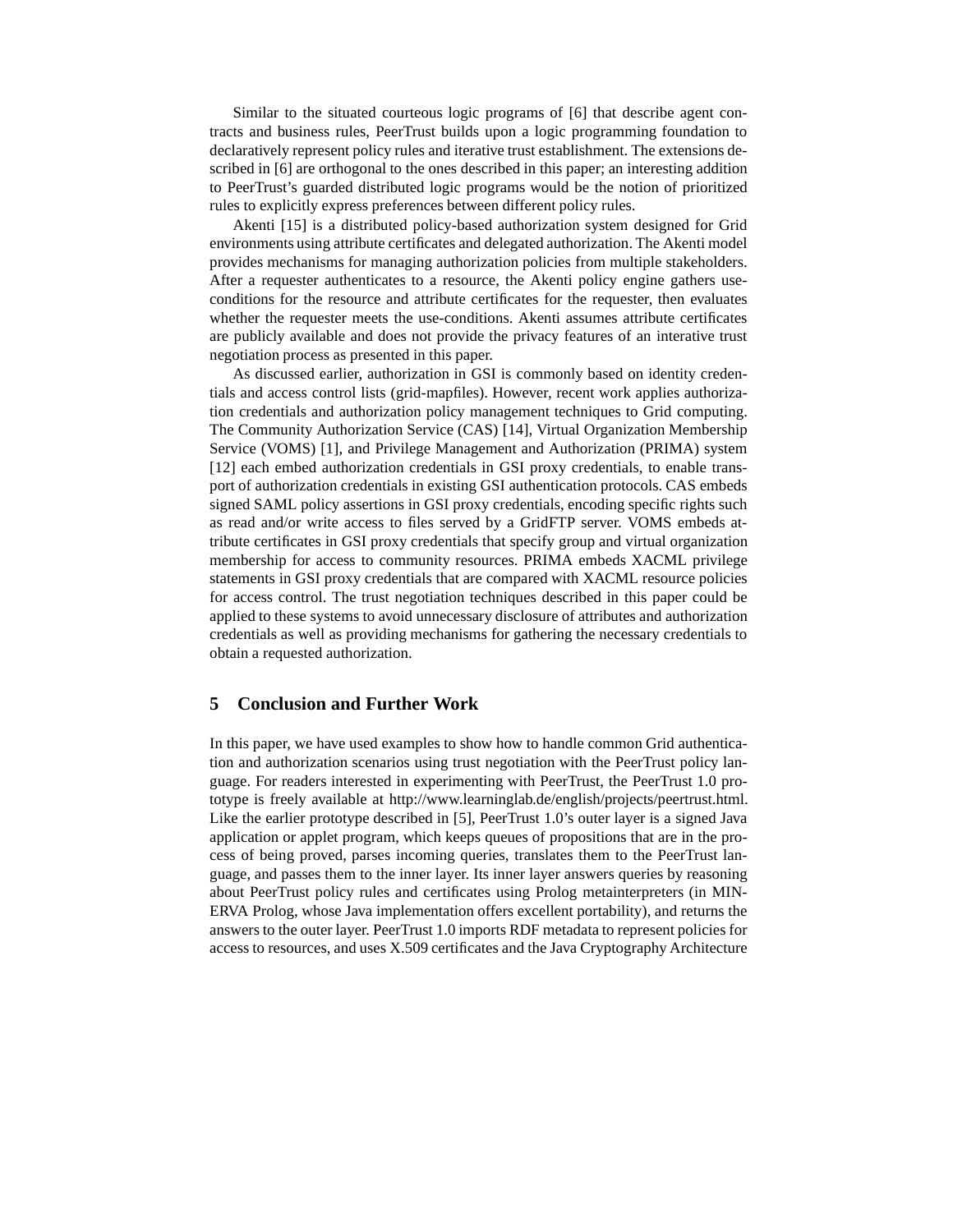Similar to the situated courteous logic programs of [6] that describe agent contracts and business rules, PeerTrust builds upon a logic programming foundation to declaratively represent policy rules and iterative trust establishment. The extensions described in [6] are orthogonal to the ones described in this paper; an interesting addition to PeerTrust's guarded distributed logic programs would be the notion of prioritized rules to explicitly express preferences between different policy rules.

Akenti [15] is a distributed policy-based authorization system designed for Grid environments using attribute certificates and delegated authorization. The Akenti model provides mechanisms for managing authorization policies from multiple stakeholders. After a requester authenticates to a resource, the Akenti policy engine gathers use-conditions for the resource and attribute certificates for the requester, then evaluates whether the requester meets the use-conditions. Akenti assumes attribute certificates are publicly available and does not provide the privacy features of an interative trust negotiation process as presented in this paper.

As discussed earlier, authorization in GSI is commonly based on identity credentials and access control lists (grid-mapfiles). However, recent work applies authorization credentials and authorization policy management techniques to Grid computing. The Community Authorization Service (CAS) [14], Virtual Organization Membership Service (VOMS) [1], and Privilege Management and Authorization (PRIMA) system [12] each embed authorization credentials in GSI proxy credentials, to enable transport of authorization credentials in existing GSI authentication protocols. CAS embeds signed SAML policy assertions in GSI proxy credentials, encoding specific rights such as read and/or write access to files served by a GridFTP server. VOMS embeds attribute certificates in GSI proxy credentials that specify group and virtual organization membership for access to community resources. PRIMA embeds XACML privilege statements in GSI proxy credentials that are compared with XACML resource policies for access control. The trust negotiation techniques described in this paper could be applied to these systems to avoid unnecessary disclosure of attributes and authorization credentials as well as providing mechanisms for gathering the necessary credentials to obtain a requested authorization.

## 5 Conclusion and Further Work

In this paper, we have used examples to show how to handle common Grid authentication and authorization scenarios using trust negotiation with the PeerTrust policy language. For readers interested in experimenting with PeerTrust, the PeerTrust 1.0 prototype is freely available at http://www.learninglab.de/english/projects/peertrust.html. Like the earlier prototype described in [5], PeerTrust 1.0's outer layer is a signed Java application or applet program, which keeps queues of propositions that are in the process of being proved, parses incoming queries, translates them to the PeerTrust language, and passes them to the inner layer. Its inner layer answers queries by reasoning about PeerTrust policy rules and certificates using Prolog metainterpreters (in MINERVA Prolog, whose Java implementation offers excellent portability), and returns the answers to the outer layer. PeerTrust 1.0 imports RDF metadata to represent policies for access to resources, and uses X.509 certificates and the Java Cryptography Architecture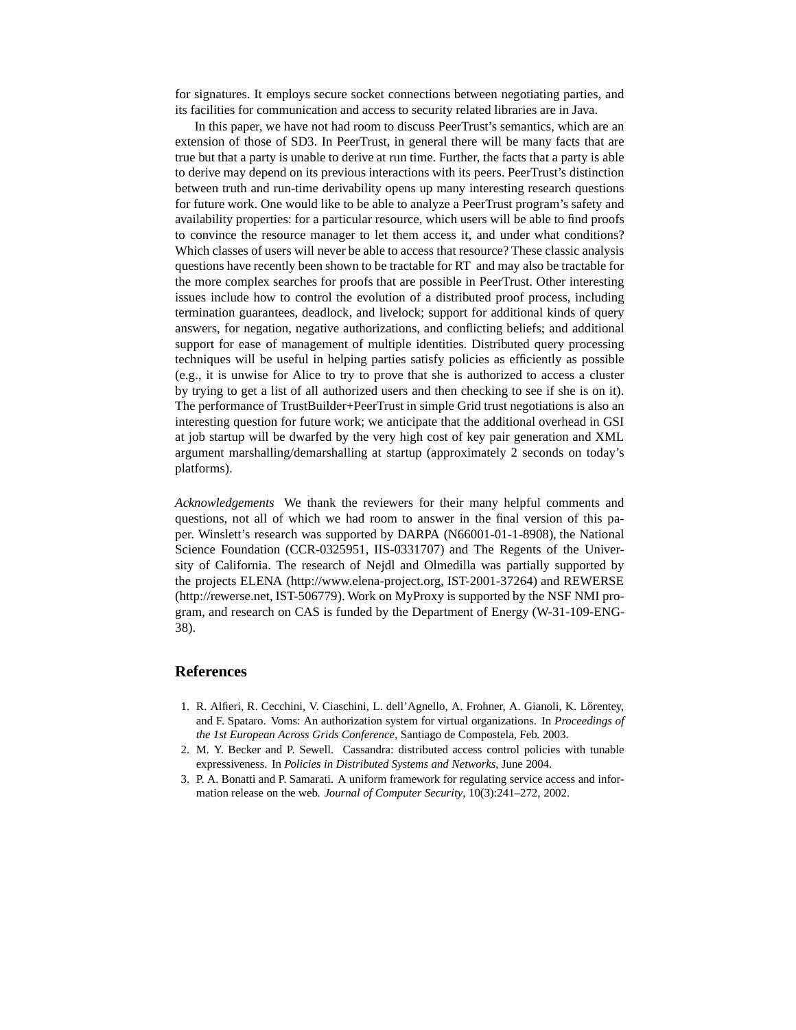for signatures. It employs secure socket connections between negotiating parties, and its facilities for communication and access to security related libraries are in Java.

In this paper, we have not had room to discuss PeerTrust's semantics, which are an extension of those of SD3. In PeerTrust, in general there will be many facts that are true but that a party is unable to derive at run time. Further, the facts that a party is able to derive may depend on its previous interactions with its peers. PeerTrust's distinction between truth and run-time derivability opens up many interesting research questions for future work. One would like to be able to analyze a PeerTrust program's safety and availability properties: for a particular resource, which users will be able to find proofs to convince the resource manager to let them access it, and under what conditions? Which classes of users will never be able to access that resource? These classic analysis questions have recently been shown to be tractable for RT and may also be tractable for the more complex searches for proofs that are possible in PeerTrust. Other interesting issues include how to control the evolution of a distributed proof process, including termination guarantees, deadlock, and livelock; support for additional kinds of query answers, for negation, negative authorizations, and conflicting beliefs; and additional support for ease of management of multiple identities. Distributed query processing techniques will be useful in helping parties satisfy policies as efficiently as possible (e.g., it is unwise for Alice to try to prove that she is authorized to access a cluster by trying to get a list of all authorized users and then checking to see if she is on it). The performance of TrustBuilder+PeerTrust in simple Grid trust negotiations is also an interesting question for future work; we anticipate that the additional overhead in GSI at job startup will be dwarfed by the very high cost of key pair generation and XML argument marshalling/demarshalling at startup (approximately 2 seconds on today's platforms).

*Acknowledgements* We thank the reviewers for their many helpful comments and questions, not all of which we had room to answer in the final version of this paper. Winslett's research was supported by DARPA (N66001-01-1-8908), the National Science Foundation (CCR-0325951, IIS-0331707) and The Regents of the University of California. The research of Nejdl and Olmedilla was partially supported by the projects ELENA (http://www.elena-project.org, IST-2001-37264) and REWERSE (http://rewerse.net, IST-506779). Work on MyProxy is supported by the NSF NMI program, and research on CAS is funded by the Department of Energy (W-31-109-ENG-38).

## References

1. R. Alfieri, R. Cecchini, V. Ciaschini, L. dell'Agnello, A. Frohner, A. Gianoli, K. Lőrentey, and F. Spataro. Voms: An authorization system for virtual organizations. In *Proceedings of the 1st European Across Grids Conference*, Santiago de Compostela, Feb. 2003.
2. M. Y. Becker and P. Sewell. Cassandra: distributed access control policies with tunable expressiveness. In *Policies in Distributed Systems and Networks*, June 2004.
3. P. A. Bonatti and P. Samarati. A uniform framework for regulating service access and information release on the web. *Journal of Computer Security*, 10(3):241–272, 2002.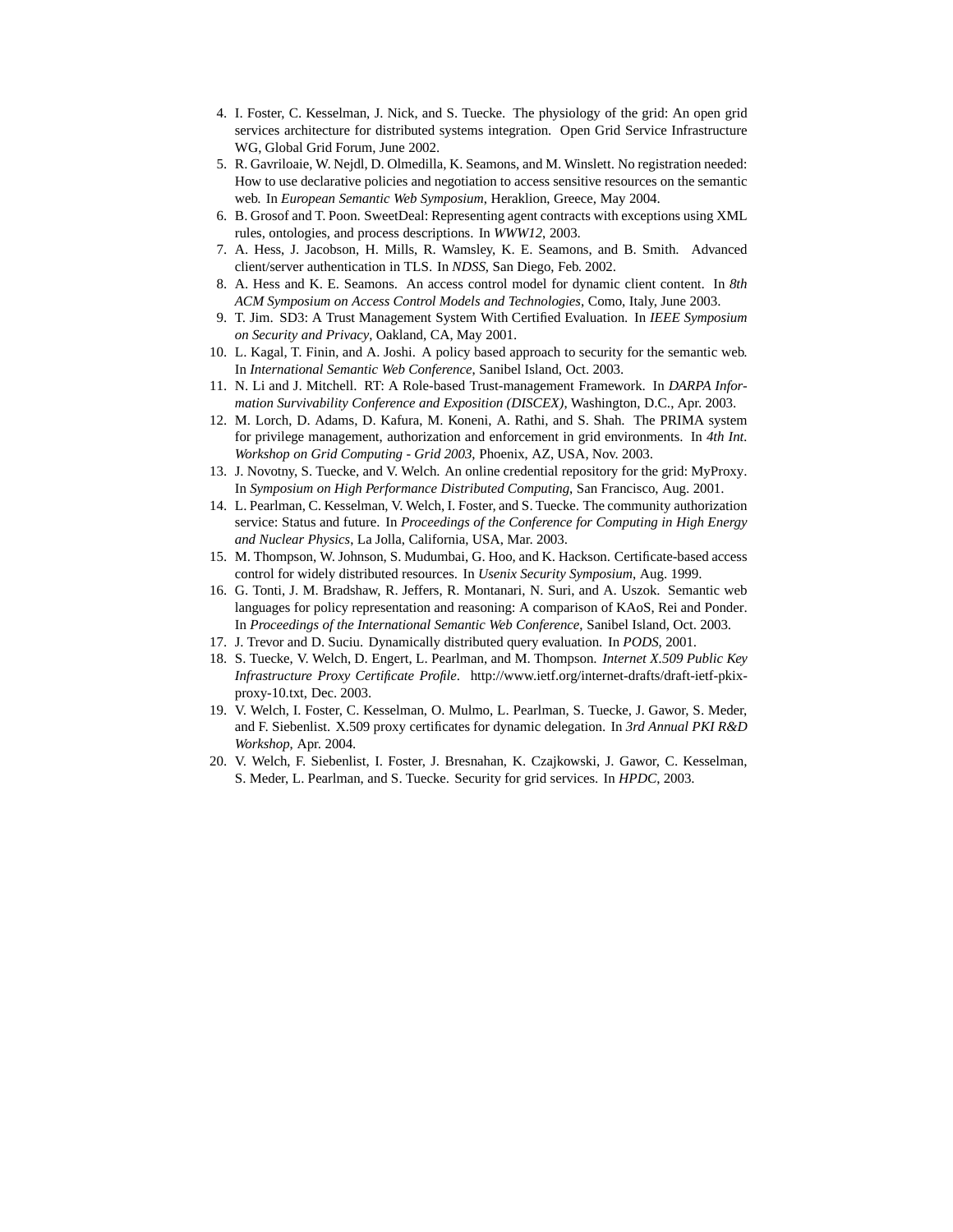4. I. Foster, C. Kesselman, J. Nick, and S. Tuecke. The physiology of the grid: An open grid services architecture for distributed systems integration. Open Grid Service Infrastructure WG, Global Grid Forum, June 2002.
5. R. Gavriloaie, W. Nejdl, D. Olmedilla, K. Seamons, and M. Winslett. No registration needed: How to use declarative policies and negotiation to access sensitive resources on the semantic web. In *European Semantic Web Symposium*, Heraklion, Greece, May 2004.
6. B. Grosof and T. Poon. SweetDeal: Representing agent contracts with exceptions using XML rules, ontologies, and process descriptions. In *WWW12*, 2003.
7. A. Hess, J. Jacobson, H. Mills, R. Wamsley, K. E. Seamons, and B. Smith. Advanced client/server authentication in TLS. In *NDSS*, San Diego, Feb. 2002.
8. A. Hess and K. E. Seamons. An access control model for dynamic client content. In *8th ACM Symposium on Access Control Models and Technologies*, Como, Italy, June 2003.
9. T. Jim. SD3: A Trust Management System With Certified Evaluation. In *IEEE Symposium on Security and Privacy*, Oakland, CA, May 2001.
10. L. Kagal, T. Finin, and A. Joshi. A policy based approach to security for the semantic web. In *International Semantic Web Conference*, Sanibel Island, Oct. 2003.
11. N. Li and J. Mitchell. RT: A Role-based Trust-management Framework. In *DARPA Information Survivability Conference and Exposition (DISCEX)*, Washington, D.C., Apr. 2003.
12. M. Lorch, D. Adams, D. Kafura, M. Koneni, A. Rathi, and S. Shah. The PRIMA system for privilege management, authorization and enforcement in grid environments. In *4th Int. Workshop on Grid Computing - Grid 2003*, Phoenix, AZ, USA, Nov. 2003.
13. J. Novotny, S. Tuecke, and V. Welch. An online credential repository for the grid: MyProxy. In *Symposium on High Performance Distributed Computing*, San Francisco, Aug. 2001.
14. L. Pearlman, C. Kesselman, V. Welch, I. Foster, and S. Tuecke. The community authorization service: Status and future. In *Proceedings of the Conference for Computing in High Energy and Nuclear Physics*, La Jolla, California, USA, Mar. 2003.
15. M. Thompson, W. Johnson, S. Mudumbai, G. Hoo, and K. Hackson. Certificate-based access control for widely distributed resources. In *Usenix Security Symposium*, Aug. 1999.
16. G. Tonti, J. M. Bradshaw, R. Jeffers, R. Montanari, N. Suri, and A. Uszok. Semantic web languages for policy representation and reasoning: A comparison of KAoS, Rei and Ponder. In *Proceedings of the International Semantic Web Conference*, Sanibel Island, Oct. 2003.
17. J. Trevor and D. Suciu. Dynamically distributed query evaluation. In *PODS*, 2001.
18. S. Tuecke, V. Welch, D. Engert, L. Pearlman, and M. Thompson. *Internet X.509 Public Key Infrastructure Proxy Certificate Profile*. http://www.ietf.org/internet-drafts/draft-ietf-pkix-proxy-10.txt, Dec. 2003.
19. V. Welch, I. Foster, C. Kesselman, O. Mulmo, L. Pearlman, S. Tuecke, J. Gawor, S. Meder, and F. Siebenlist. X.509 proxy certificates for dynamic delegation. In *3rd Annual PKI R&D Workshop*, Apr. 2004.
20. V. Welch, F. Siebenlist, I. Foster, J. Bresnahan, K. Czajkowski, J. Gawor, C. Kesselman, S. Meder, L. Pearlman, and S. Tuecke. Security for grid services. In *HPDC*, 2003.